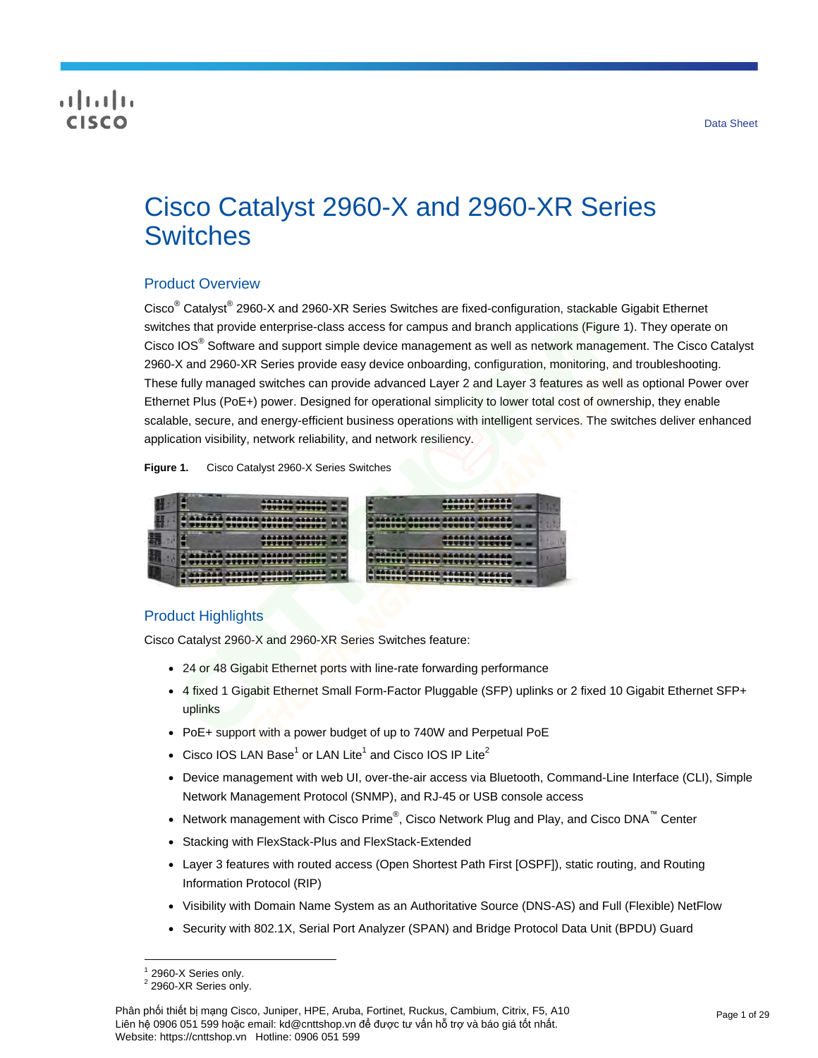Data Sheet

# Cisco Catalyst 2960-X and 2960-XR Series Switches

## Product Overview

Cisco® Catalyst® 2960-X and 2960-XR Series Switches are fixed-configuration, stackable Gigabit Ethernet switches that provide enterprise-class access for campus and branch applications (Figure 1). They operate on Cisco IOS® Software and support simple device management as well as network management. The Cisco Catalyst 2960-X and 2960-XR Series provide easy device onboarding, configuration, monitoring, and troubleshooting. These fully managed switches can provide advanced Layer 2 and Layer 3 features as well as optional Power over Ethernet Plus (PoE+) power. Designed for operational simplicity to lower total cost of ownership, they enable scalable, secure, and energy-efficient business operations with intelligent services. The switches deliver enhanced application visibility, network reliability, and network resiliency.

**Figure 1.** Cisco Catalyst 2960-X Series Switches

## Product Highlights

Cisco Catalyst 2960-X and 2960-XR Series Switches feature:

- 24 or 48 Gigabit Ethernet ports with line-rate forwarding performance
- 4 fixed 1 Gigabit Ethernet Small Form-Factor Pluggable (SFP) uplinks or 2 fixed 10 Gigabit Ethernet SFP+ uplinks
- PoE+ support with a power budget of up to 740W and Perpetual PoE
- Cisco IOS LAN Base[1] or LAN Lite[1] and Cisco IOS IP Lite[2]
- Device management with web UI, over-the-air access via Bluetooth, Command-Line Interface (CLI), Simple Network Management Protocol (SNMP), and RJ-45 or USB console access
- Network management with Cisco Prime®, Cisco Network Plug and Play, and Cisco DNA™ Center
- Stacking with FlexStack-Plus and FlexStack-Extended
- Layer 3 features with routed access (Open Shortest Path First [OSPF]), static routing, and Routing Information Protocol (RIP)
- Visibility with Domain Name System as an Authoritative Source (DNS-AS) and Full (Flexible) NetFlow
- Security with 802.1X, Serial Port Analyzer (SPAN) and Bridge Protocol Data Unit (BPDU) Guard

[1] 2960-X Series only.
[2] 2960-XR Series only.

Phân phối thiết bị mạng Cisco, Juniper, HPE, Aruba, Fortinet, Ruckus, Cambium, Citrix, F5, A10
Liên hệ 0906 051 599 hoặc email: kd@cnttshop.vn để được tư vấn hỗ trợ và báo giá tốt nhất.
Website: https://cnttshop.vn Hotline: 0906 051 599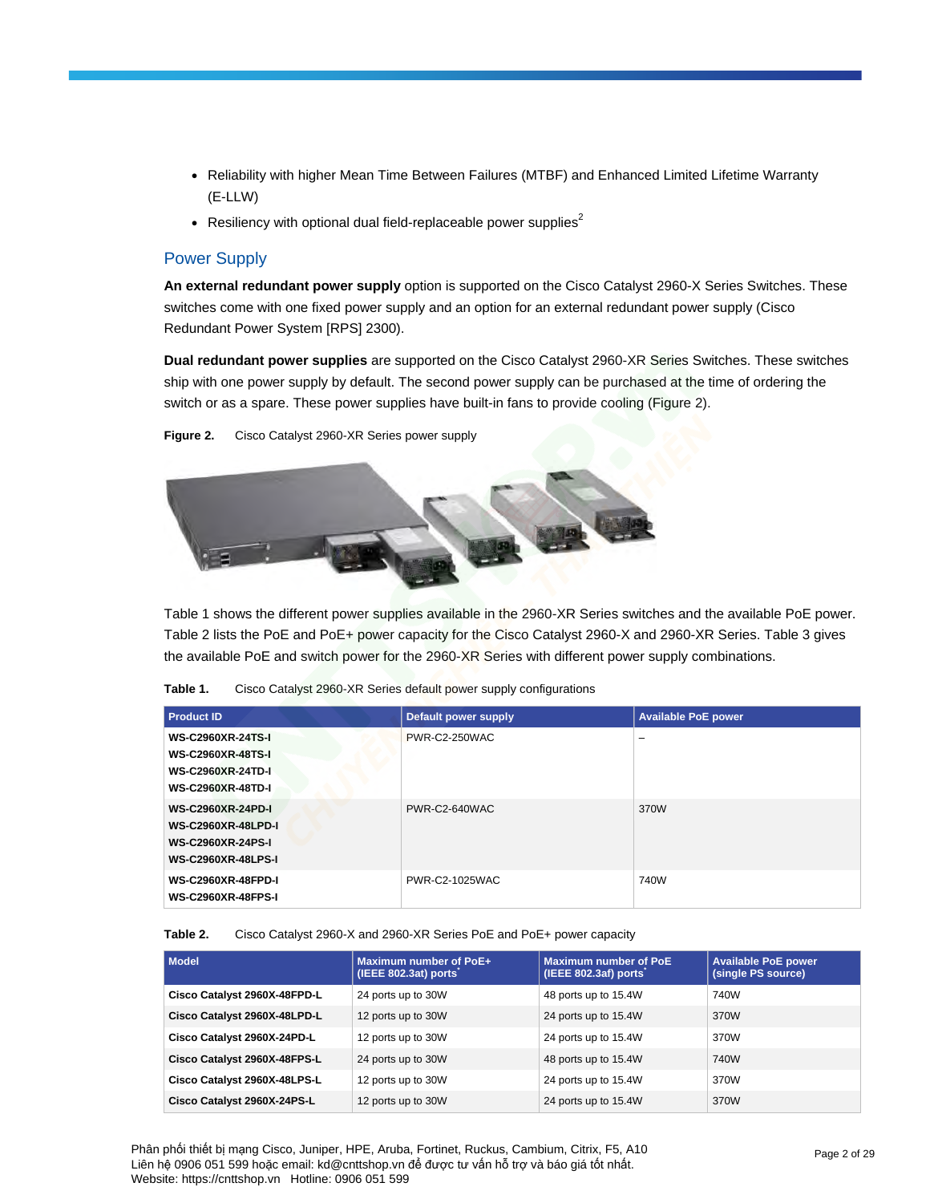- Reliability with higher Mean Time Between Failures (MTBF) and Enhanced Limited Lifetime Warranty (E-LLW)
- Resiliency with optional dual field-replaceable power supplies[2]

## Power Supply

**An external redundant power supply** option is supported on the Cisco Catalyst 2960-X Series Switches. These switches come with one fixed power supply and an option for an external redundant power supply (Cisco Redundant Power System [RPS] 2300).

**Dual redundant power supplies** are supported on the Cisco Catalyst 2960-XR Series Switches. These switches ship with one power supply by default. The second power supply can be purchased at the time of ordering the switch or as a spare. These power supplies have built-in fans to provide cooling (Figure 2).

**Figure 2.** Cisco Catalyst 2960-XR Series power supply

Table 1 shows the different power supplies available in the 2960-XR Series switches and the available PoE power. Table 2 lists the PoE and PoE+ power capacity for the Cisco Catalyst 2960-X and 2960-XR Series. Table 3 gives the available PoE and switch power for the 2960-XR Series with different power supply combinations.

**Table 1.** Cisco Catalyst 2960-XR Series default power supply configurations

| Product ID | Default power supply | Available PoE power |
|---|---|---|
| **WS-C2960XR-24TS-I**<br>**WS-C2960XR-48TS-I**<br>**WS-C2960XR-24TD-I**<br>**WS-C2960XR-48TD-I** | PWR-C2-250WAC | – |
| **WS-C2960XR-24PD-I**<br>**WS-C2960XR-48LPD-I**<br>**WS-C2960XR-24PS-I**<br>**WS-C2960XR-48LPS-I** | PWR-C2-640WAC | 370W |
| **WS-C2960XR-48FPD-I**<br>**WS-C2960XR-48FPS-I** | PWR-C2-1025WAC | 740W |

**Table 2.** Cisco Catalyst 2960-X and 2960-XR Series PoE and PoE+ power capacity

| Model | Maximum number of PoE+ (IEEE 802.3at) ports* | Maximum number of PoE (IEEE 802.3af) ports* | Available PoE power (single PS source) |
|---|---|---|---|
| **Cisco Catalyst 2960X-48FPD-L** | 24 ports up to 30W | 48 ports up to 15.4W | 740W |
| **Cisco Catalyst 2960X-48LPD-L** | 12 ports up to 30W | 24 ports up to 15.4W | 370W |
| **Cisco Catalyst 2960X-24PD-L** | 12 ports up to 30W | 24 ports up to 15.4W | 370W |
| **Cisco Catalyst 2960X-48FPS-L** | 24 ports up to 30W | 48 ports up to 15.4W | 740W |
| **Cisco Catalyst 2960X-48LPS-L** | 12 ports up to 30W | 24 ports up to 15.4W | 370W |
| **Cisco Catalyst 2960X-24PS-L** | 12 ports up to 30W | 24 ports up to 15.4W | 370W |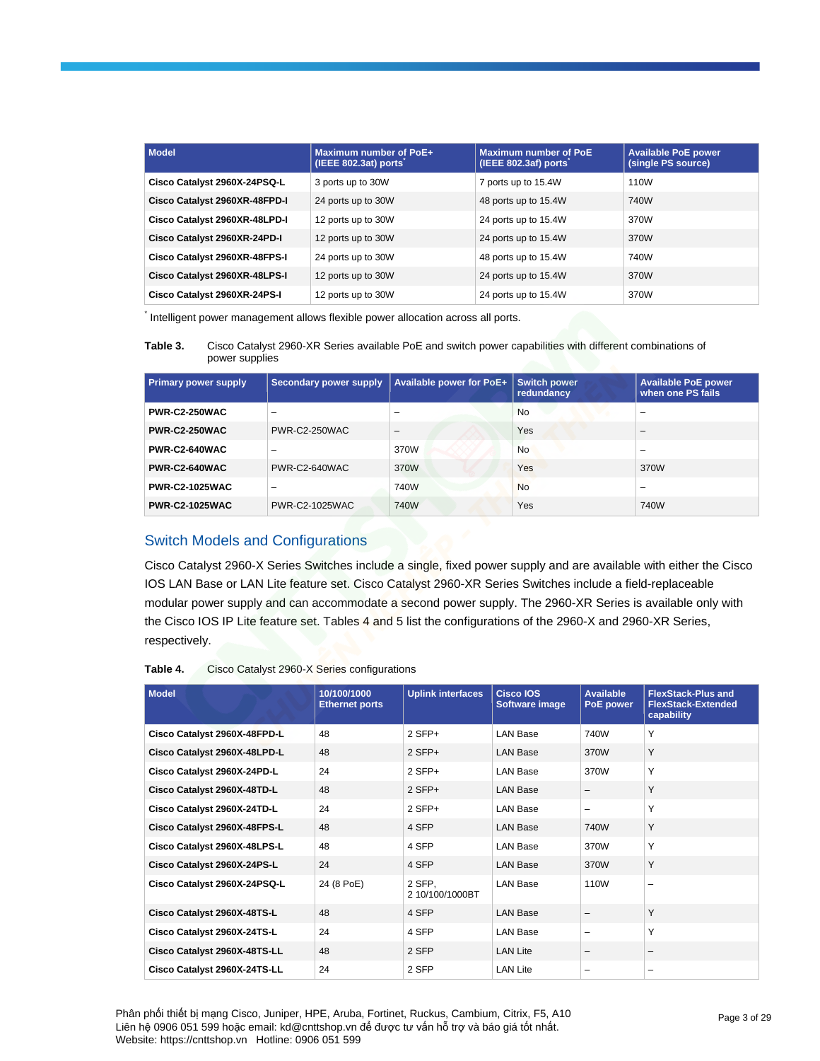| Model | Maximum number of PoE+ (IEEE 802.3at) ports* | Maximum number of PoE (IEEE 802.3af) ports* | Available PoE power (single PS source) |
| --- | --- | --- | --- |
| **Cisco Catalyst 2960X-24PSQ-L** | 3 ports up to 30W | 7 ports up to 15.4W | 110W |
| **Cisco Catalyst 2960XR-48FPD-I** | 24 ports up to 30W | 48 ports up to 15.4W | 740W |
| **Cisco Catalyst 2960XR-48LPD-I** | 12 ports up to 30W | 24 ports up to 15.4W | 370W |
| **Cisco Catalyst 2960XR-24PD-I** | 12 ports up to 30W | 24 ports up to 15.4W | 370W |
| **Cisco Catalyst 2960XR-48FPS-I** | 24 ports up to 30W | 48 ports up to 15.4W | 740W |
| **Cisco Catalyst 2960XR-48LPS-I** | 12 ports up to 30W | 24 ports up to 15.4W | 370W |
| **Cisco Catalyst 2960XR-24PS-I** | 12 ports up to 30W | 24 ports up to 15.4W | 370W |

* Intelligent power management allows flexible power allocation across all ports.

**Table 3.** Cisco Catalyst 2960-XR Series available PoE and switch power capabilities with different combinations of power supplies

| Primary power supply | Secondary power supply | Available power for PoE+ | Switch power redundancy | Available PoE power when one PS fails |
| --- | --- | --- | --- | --- |
| **PWR-C2-250WAC** | – | – | No | – |
| **PWR-C2-250WAC** | PWR-C2-250WAC | – | Yes | – |
| **PWR-C2-640WAC** | – | 370W | No | – |
| **PWR-C2-640WAC** | PWR-C2-640WAC | 370W | Yes | 370W |
| **PWR-C2-1025WAC** | – | 740W | No | – |
| **PWR-C2-1025WAC** | PWR-C2-1025WAC | 740W | Yes | 740W |

## Switch Models and Configurations

Cisco Catalyst 2960-X Series Switches include a single, fixed power supply and are available with either the Cisco IOS LAN Base or LAN Lite feature set. Cisco Catalyst 2960-XR Series Switches include a field-replaceable modular power supply and can accommodate a second power supply. The 2960-XR Series is available only with the Cisco IOS IP Lite feature set. Tables 4 and 5 list the configurations of the 2960-X and 2960-XR Series, respectively.

**Table 4.** Cisco Catalyst 2960-X Series configurations

| Model | 10/100/1000 Ethernet ports | Uplink interfaces | Cisco IOS Software image | Available PoE power | FlexStack-Plus and FlexStack-Extended capability |
| --- | --- | --- | --- | --- | --- |
| **Cisco Catalyst 2960X-48FPD-L** | 48 | 2 SFP+ | LAN Base | 740W | Y |
| **Cisco Catalyst 2960X-48LPD-L** | 48 | 2 SFP+ | LAN Base | 370W | Y |
| **Cisco Catalyst 2960X-24PD-L** | 24 | 2 SFP+ | LAN Base | 370W | Y |
| **Cisco Catalyst 2960X-48TD-L** | 48 | 2 SFP+ | LAN Base | – | Y |
| **Cisco Catalyst 2960X-24TD-L** | 24 | 2 SFP+ | LAN Base | – | Y |
| **Cisco Catalyst 2960X-48FPS-L** | 48 | 4 SFP | LAN Base | 740W | Y |
| **Cisco Catalyst 2960X-48LPS-L** | 48 | 4 SFP | LAN Base | 370W | Y |
| **Cisco Catalyst 2960X-24PS-L** | 24 | 4 SFP | LAN Base | 370W | Y |
| **Cisco Catalyst 2960X-24PSQ-L** | 24 (8 PoE) | 2 SFP, 2 10/100/1000BT | LAN Base | 110W | – |
| **Cisco Catalyst 2960X-48TS-L** | 48 | 4 SFP | LAN Base | – | Y |
| **Cisco Catalyst 2960X-24TS-L** | 24 | 4 SFP | LAN Base | – | Y |
| **Cisco Catalyst 2960X-48TS-LL** | 48 | 2 SFP | LAN Lite | – | – |
| **Cisco Catalyst 2960X-24TS-LL** | 24 | 2 SFP | LAN Lite | – | – |

Phân phối thiết bị mạng Cisco, Juniper, HPE, Aruba, Fortinet, Ruckus, Cambium, Citrix, F5, A10
Liên hệ 0906 051 599 hoặc email: kd@cnttshop.vn để được tư vấn hỗ trợ và báo giá tốt nhất.
Website: https://cnttshop.vn Hotline: 0906 051 599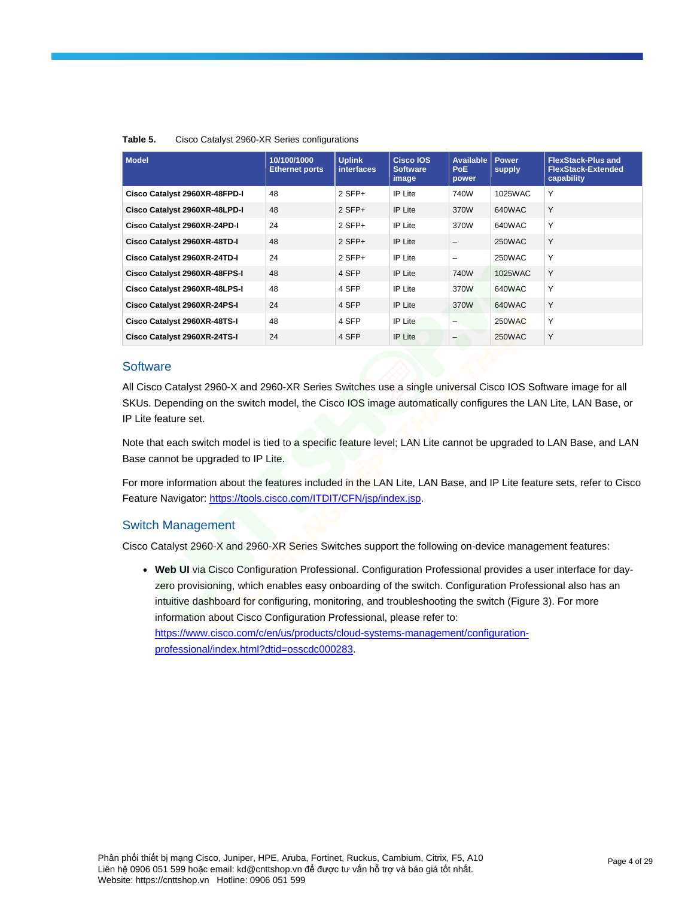**Table 5.** Cisco Catalyst 2960-XR Series configurations

| Model | 10/100/1000 Ethernet ports | Uplink interfaces | Cisco IOS Software image | Available PoE power | Power supply | FlexStack-Plus and FlexStack-Extended capability |
|---|---|---|---|---|---|---|
| **Cisco Catalyst 2960XR-48FPD-I** | 48 | 2 SFP+ | IP Lite | 740W | 1025WAC | Y |
| **Cisco Catalyst 2960XR-48LPD-I** | 48 | 2 SFP+ | IP Lite | 370W | 640WAC | Y |
| **Cisco Catalyst 2960XR-24PD-I** | 24 | 2 SFP+ | IP Lite | 370W | 640WAC | Y |
| **Cisco Catalyst 2960XR-48TD-I** | 48 | 2 SFP+ | IP Lite | – | 250WAC | Y |
| **Cisco Catalyst 2960XR-24TD-I** | 24 | 2 SFP+ | IP Lite | – | 250WAC | Y |
| **Cisco Catalyst 2960XR-48FPS-I** | 48 | 4 SFP | IP Lite | 740W | 1025WAC | Y |
| **Cisco Catalyst 2960XR-48LPS-I** | 48 | 4 SFP | IP Lite | 370W | 640WAC | Y |
| **Cisco Catalyst 2960XR-24PS-I** | 24 | 4 SFP | IP Lite | 370W | 640WAC | Y |
| **Cisco Catalyst 2960XR-48TS-I** | 48 | 4 SFP | IP Lite | – | 250WAC | Y |
| **Cisco Catalyst 2960XR-24TS-I** | 24 | 4 SFP | IP Lite | – | 250WAC | Y |

## Software

All Cisco Catalyst 2960-X and 2960-XR Series Switches use a single universal Cisco IOS Software image for all SKUs. Depending on the switch model, the Cisco IOS image automatically configures the LAN Lite, LAN Base, or IP Lite feature set.

Note that each switch model is tied to a specific feature level; LAN Lite cannot be upgraded to LAN Base, and LAN Base cannot be upgraded to IP Lite.

For more information about the features included in the LAN Lite, LAN Base, and IP Lite feature sets, refer to Cisco Feature Navigator: https://tools.cisco.com/ITDIT/CFN/jsp/index.jsp.

## Switch Management

Cisco Catalyst 2960-X and 2960-XR Series Switches support the following on-device management features:

- **Web UI** via Cisco Configuration Professional. Configuration Professional provides a user interface for day-zero provisioning, which enables easy onboarding of the switch. Configuration Professional also has an intuitive dashboard for configuring, monitoring, and troubleshooting the switch (Figure 3). For more information about Cisco Configuration Professional, please refer to: https://www.cisco.com/c/en/us/products/cloud-systems-management/configuration-professional/index.html?dtid=osscdc000283.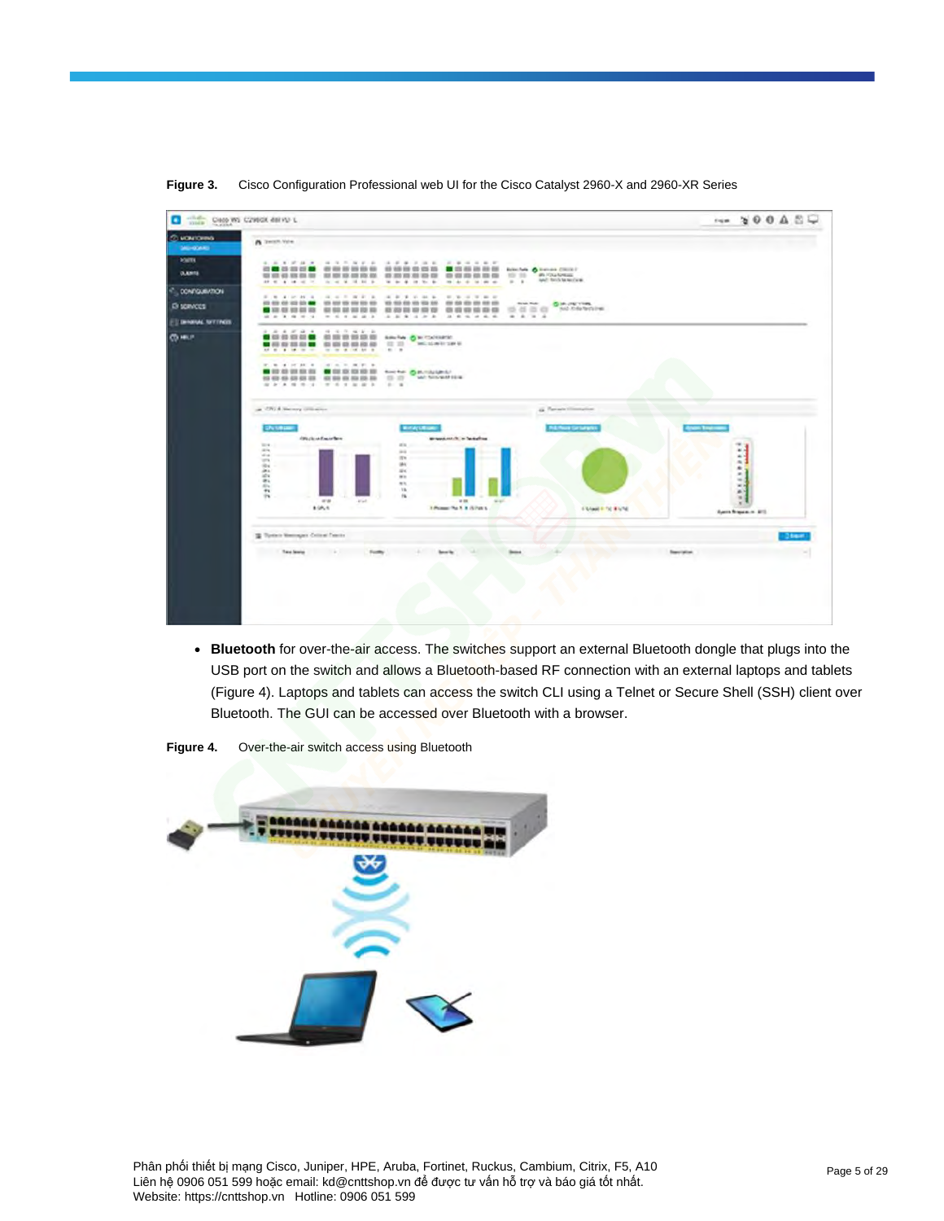**Figure 3.** Cisco Configuration Professional web UI for the Cisco Catalyst 2960-X and 2960-XR Series

- **Bluetooth** for over-the-air access. The switches support an external Bluetooth dongle that plugs into the USB port on the switch and allows a Bluetooth-based RF connection with an external laptops and tablets (Figure 4). Laptops and tablets can access the switch CLI using a Telnet or Secure Shell (SSH) client over Bluetooth. The GUI can be accessed over Bluetooth with a browser.

**Figure 4.** Over-the-air switch access using Bluetooth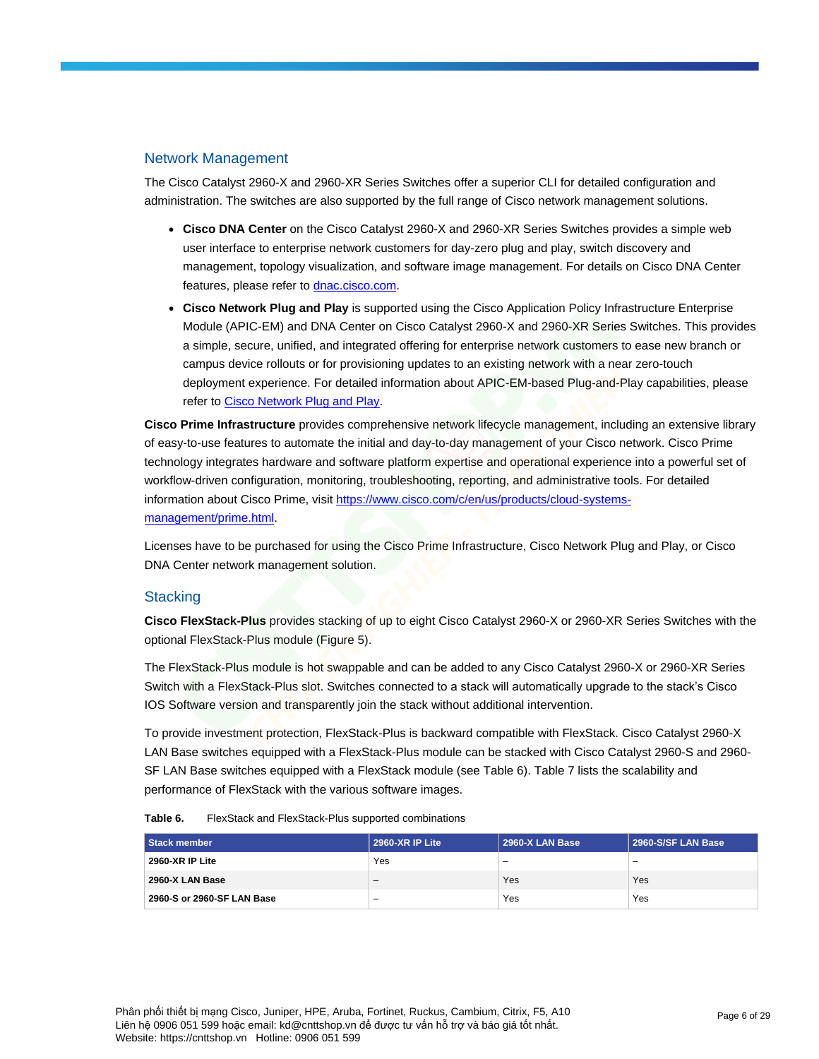## Network Management

The Cisco Catalyst 2960-X and 2960-XR Series Switches offer a superior CLI for detailed configuration and administration. The switches are also supported by the full range of Cisco network management solutions.

- **Cisco DNA Center** on the Cisco Catalyst 2960-X and 2960-XR Series Switches provides a simple web user interface to enterprise network customers for day-zero plug and play, switch discovery and management, topology visualization, and software image management. For details on Cisco DNA Center features, please refer to [dnac.cisco.com](dnac.cisco.com).
- **Cisco Network Plug and Play** is supported using the Cisco Application Policy Infrastructure Enterprise Module (APIC-EM) and DNA Center on Cisco Catalyst 2960-X and 2960-XR Series Switches. This provides a simple, secure, unified, and integrated offering for enterprise network customers to ease new branch or campus device rollouts or for provisioning updates to an existing network with a near zero-touch deployment experience. For detailed information about APIC-EM-based Plug-and-Play capabilities, please refer to Cisco Network Plug and Play.

**Cisco Prime Infrastructure** provides comprehensive network lifecycle management, including an extensive library of easy-to-use features to automate the initial and day-to-day management of your Cisco network. Cisco Prime technology integrates hardware and software platform expertise and operational experience into a powerful set of workflow-driven configuration, monitoring, troubleshooting, reporting, and administrative tools. For detailed information about Cisco Prime, visit https://www.cisco.com/c/en/us/products/cloud-systems-management/prime.html.

Licenses have to be purchased for using the Cisco Prime Infrastructure, Cisco Network Plug and Play, or Cisco DNA Center network management solution.

## Stacking

**Cisco FlexStack-Plus** provides stacking of up to eight Cisco Catalyst 2960-X or 2960-XR Series Switches with the optional FlexStack-Plus module (Figure 5).

The FlexStack-Plus module is hot swappable and can be added to any Cisco Catalyst 2960-X or 2960-XR Series Switch with a FlexStack-Plus slot. Switches connected to a stack will automatically upgrade to the stack's Cisco IOS Software version and transparently join the stack without additional intervention.

To provide investment protection, FlexStack-Plus is backward compatible with FlexStack. Cisco Catalyst 2960-X LAN Base switches equipped with a FlexStack-Plus module can be stacked with Cisco Catalyst 2960-S and 2960-SF LAN Base switches equipped with a FlexStack module (see Table 6). Table 7 lists the scalability and performance of FlexStack with the various software images.

**Table 6.** FlexStack and FlexStack-Plus supported combinations

| Stack member | 2960-XR IP Lite | 2960-X LAN Base | 2960-S/SF LAN Base |
| --- | --- | --- | --- |
| **2960-XR IP Lite** | Yes | – | – |
| **2960-X LAN Base** | – | Yes | Yes |
| **2960-S or 2960-SF LAN Base** | – | Yes | Yes |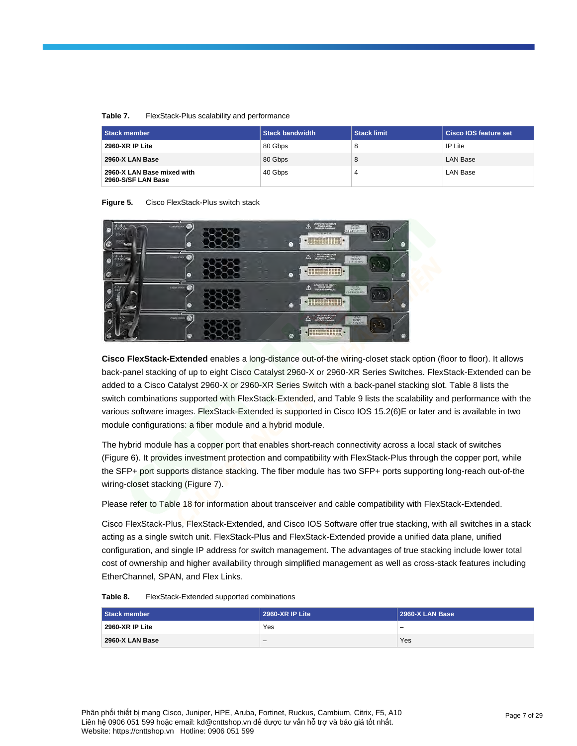**Table 7.** FlexStack-Plus scalability and performance

| Stack member | Stack bandwidth | Stack limit | Cisco IOS feature set |
| --- | --- | --- | --- |
| **2960-XR IP Lite** | 80 Gbps | 8 | IP Lite |
| **2960-X LAN Base** | 80 Gbps | 8 | LAN Base |
| **2960-X LAN Base mixed with 2960-S/SF LAN Base** | 40 Gbps | 4 | LAN Base |

**Figure 5.** Cisco FlexStack-Plus switch stack

**Cisco FlexStack-Extended** enables a long-distance out-of-the wiring-closet stack option (floor to floor). It allows back-panel stacking of up to eight Cisco Catalyst 2960-X or 2960-XR Series Switches. FlexStack-Extended can be added to a Cisco Catalyst 2960-X or 2960-XR Series Switch with a back-panel stacking slot. Table 8 lists the switch combinations supported with FlexStack-Extended, and Table 9 lists the scalability and performance with the various software images. FlexStack-Extended is supported in Cisco IOS 15.2(6)E or later and is available in two module configurations: a fiber module and a hybrid module.

The hybrid module has a copper port that enables short-reach connectivity across a local stack of switches (Figure 6). It provides investment protection and compatibility with FlexStack-Plus through the copper port, while the SFP+ port supports distance stacking. The fiber module has two SFP+ ports supporting long-reach out-of-the wiring-closet stacking (Figure 7).

Please refer to Table 18 for information about transceiver and cable compatibility with FlexStack-Extended.

Cisco FlexStack-Plus, FlexStack-Extended, and Cisco IOS Software offer true stacking, with all switches in a stack acting as a single switch unit. FlexStack-Plus and FlexStack-Extended provide a unified data plane, unified configuration, and single IP address for switch management. The advantages of true stacking include lower total cost of ownership and higher availability through simplified management as well as cross-stack features including EtherChannel, SPAN, and Flex Links.

**Table 8.** FlexStack-Extended supported combinations

| Stack member | 2960-XR IP Lite | 2960-X LAN Base |
| --- | --- | --- |
| **2960-XR IP Lite** | Yes | – |
| **2960-X LAN Base** | – | Yes |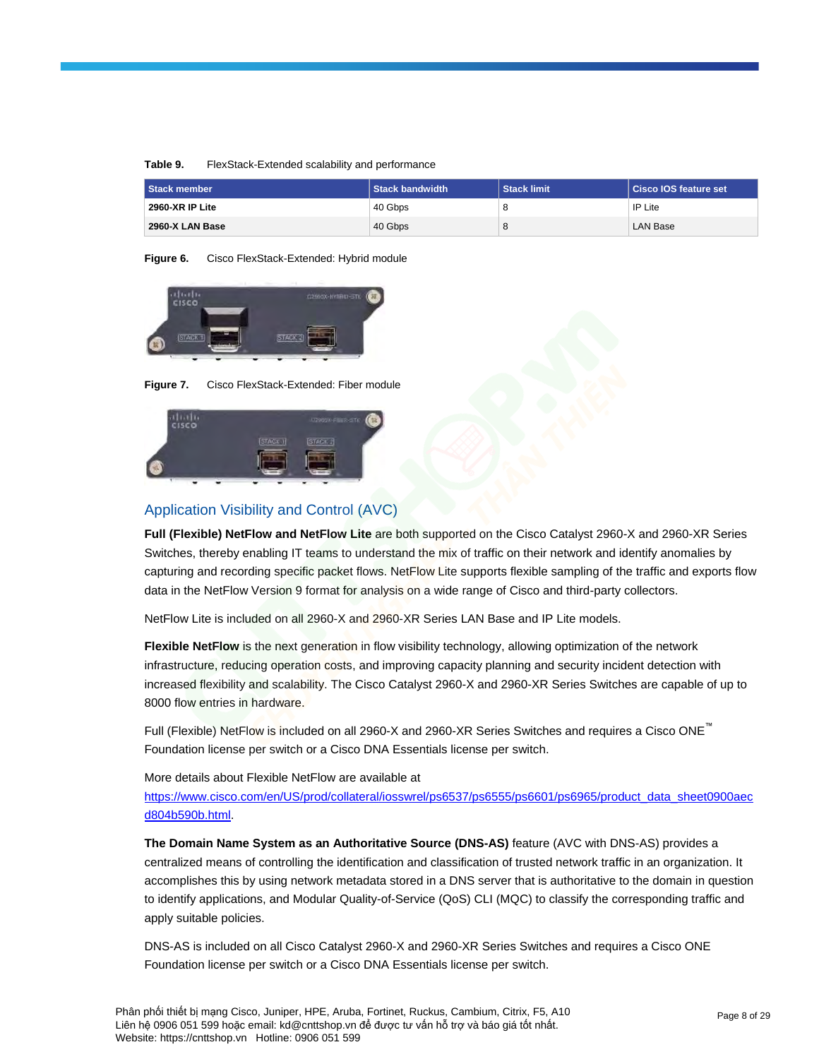**Table 9.** FlexStack-Extended scalability and performance

| Stack member | Stack bandwidth | Stack limit | Cisco IOS feature set |
|---|---|---|---|
| **2960-XR IP Lite** | 40 Gbps | 8 | IP Lite |
| **2960-X LAN Base** | 40 Gbps | 8 | LAN Base |

**Figure 6.** Cisco FlexStack-Extended: Hybrid module

**Figure 7.** Cisco FlexStack-Extended: Fiber module

## Application Visibility and Control (AVC)

**Full (Flexible) NetFlow and NetFlow Lite** are both supported on the Cisco Catalyst 2960-X and 2960-XR Series Switches, thereby enabling IT teams to understand the mix of traffic on their network and identify anomalies by capturing and recording specific packet flows. NetFlow Lite supports flexible sampling of the traffic and exports flow data in the NetFlow Version 9 format for analysis on a wide range of Cisco and third-party collectors.

NetFlow Lite is included on all 2960-X and 2960-XR Series LAN Base and IP Lite models.

**Flexible NetFlow** is the next generation in flow visibility technology, allowing optimization of the network infrastructure, reducing operation costs, and improving capacity planning and security incident detection with increased flexibility and scalability. The Cisco Catalyst 2960-X and 2960-XR Series Switches are capable of up to 8000 flow entries in hardware.

Full (Flexible) NetFlow is included on all 2960-X and 2960-XR Series Switches and requires a Cisco ONE™ Foundation license per switch or a Cisco DNA Essentials license per switch.

More details about Flexible NetFlow are available at https://www.cisco.com/en/US/prod/collateral/iosswrel/ps6537/ps6555/ps6601/ps6965/product_data_sheet0900aecd804b590b.html.

**The Domain Name System as an Authoritative Source (DNS-AS)** feature (AVC with DNS-AS) provides a centralized means of controlling the identification and classification of trusted network traffic in an organization. It accomplishes this by using network metadata stored in a DNS server that is authoritative to the domain in question to identify applications, and Modular Quality-of-Service (QoS) CLI (MQC) to classify the corresponding traffic and apply suitable policies.

DNS-AS is included on all Cisco Catalyst 2960-X and 2960-XR Series Switches and requires a Cisco ONE Foundation license per switch or a Cisco DNA Essentials license per switch.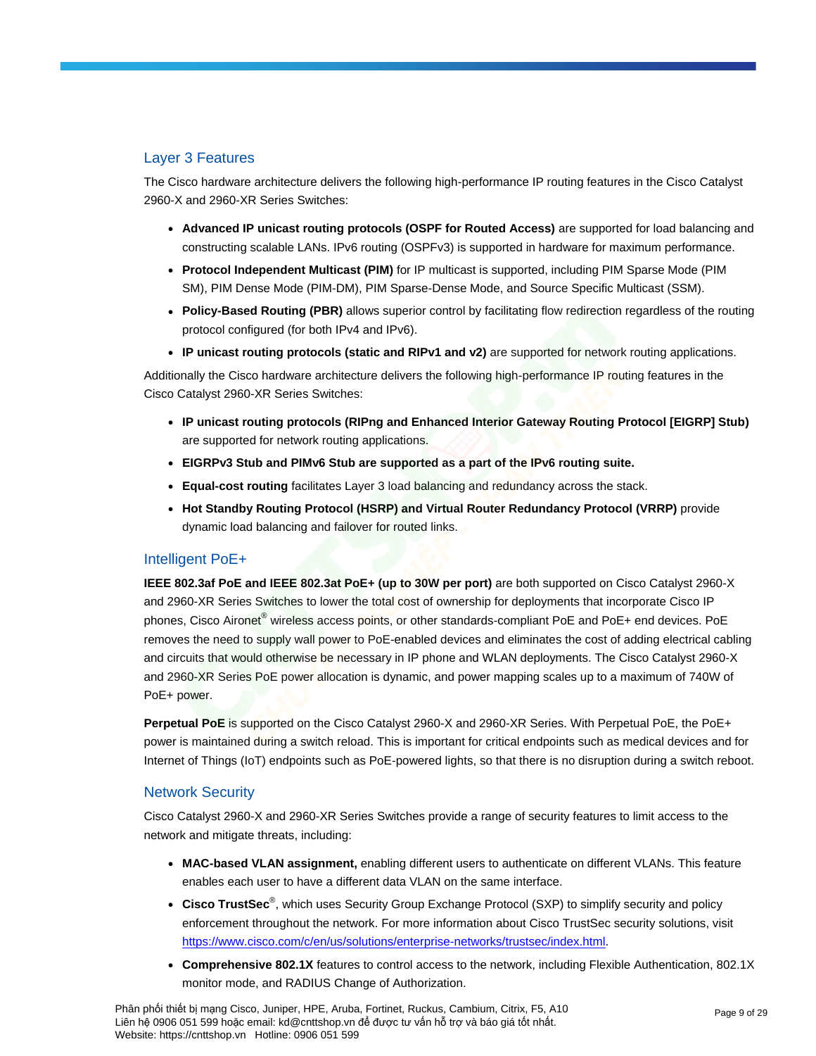## Layer 3 Features

The Cisco hardware architecture delivers the following high-performance IP routing features in the Cisco Catalyst 2960-X and 2960-XR Series Switches:

- **Advanced IP unicast routing protocols (OSPF for Routed Access)** are supported for load balancing and constructing scalable LANs. IPv6 routing (OSPFv3) is supported in hardware for maximum performance.
- **Protocol Independent Multicast (PIM)** for IP multicast is supported, including PIM Sparse Mode (PIM SM), PIM Dense Mode (PIM-DM), PIM Sparse-Dense Mode, and Source Specific Multicast (SSM).
- **Policy-Based Routing (PBR)** allows superior control by facilitating flow redirection regardless of the routing protocol configured (for both IPv4 and IPv6).
- **IP unicast routing protocols (static and RIPv1 and v2)** are supported for network routing applications.

Additionally the Cisco hardware architecture delivers the following high-performance IP routing features in the Cisco Catalyst 2960-XR Series Switches:

- **IP unicast routing protocols (RIPng and Enhanced Interior Gateway Routing Protocol [EIGRP] Stub)** are supported for network routing applications.
- **EIGRPv3 Stub and PIMv6 Stub are supported as a part of the IPv6 routing suite.**
- **Equal-cost routing** facilitates Layer 3 load balancing and redundancy across the stack.
- **Hot Standby Routing Protocol (HSRP) and Virtual Router Redundancy Protocol (VRRP)** provide dynamic load balancing and failover for routed links.

## Intelligent PoE+

**IEEE 802.3af PoE and IEEE 802.3at PoE+ (up to 30W per port)** are both supported on Cisco Catalyst 2960-X and 2960-XR Series Switches to lower the total cost of ownership for deployments that incorporate Cisco IP phones, Cisco Aironet® wireless access points, or other standards-compliant PoE and PoE+ end devices. PoE removes the need to supply wall power to PoE-enabled devices and eliminates the cost of adding electrical cabling and circuits that would otherwise be necessary in IP phone and WLAN deployments. The Cisco Catalyst 2960-X and 2960-XR Series PoE power allocation is dynamic, and power mapping scales up to a maximum of 740W of PoE+ power.

**Perpetual PoE** is supported on the Cisco Catalyst 2960-X and 2960-XR Series. With Perpetual PoE, the PoE+ power is maintained during a switch reload. This is important for critical endpoints such as medical devices and for Internet of Things (IoT) endpoints such as PoE-powered lights, so that there is no disruption during a switch reboot.

## Network Security

Cisco Catalyst 2960-X and 2960-XR Series Switches provide a range of security features to limit access to the network and mitigate threats, including:

- **MAC-based VLAN assignment,** enabling different users to authenticate on different VLANs. This feature enables each user to have a different data VLAN on the same interface.
- **Cisco TrustSec**®, which uses Security Group Exchange Protocol (SXP) to simplify security and policy enforcement throughout the network. For more information about Cisco TrustSec security solutions, visit https://www.cisco.com/c/en/us/solutions/enterprise-networks/trustsec/index.html.
- **Comprehensive 802.1X** features to control access to the network, including Flexible Authentication, 802.1X monitor mode, and RADIUS Change of Authorization.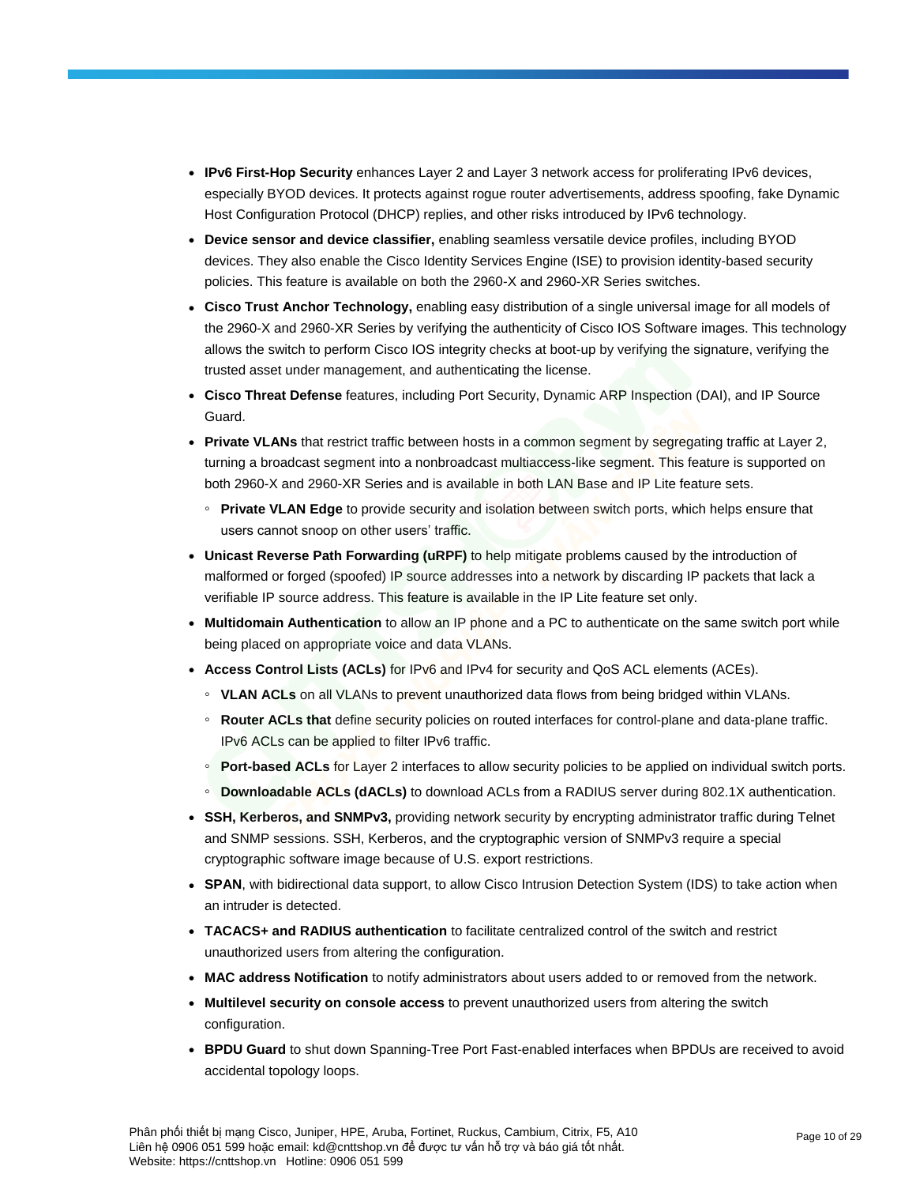- **IPv6 First-Hop Security** enhances Layer 2 and Layer 3 network access for proliferating IPv6 devices, especially BYOD devices. It protects against rogue router advertisements, address spoofing, fake Dynamic Host Configuration Protocol (DHCP) replies, and other risks introduced by IPv6 technology.
- **Device sensor and device classifier,** enabling seamless versatile device profiles, including BYOD devices. They also enable the Cisco Identity Services Engine (ISE) to provision identity-based security policies. This feature is available on both the 2960-X and 2960-XR Series switches.
- **Cisco Trust Anchor Technology,** enabling easy distribution of a single universal image for all models of the 2960-X and 2960-XR Series by verifying the authenticity of Cisco IOS Software images. This technology allows the switch to perform Cisco IOS integrity checks at boot-up by verifying the signature, verifying the trusted asset under management, and authenticating the license.
- **Cisco Threat Defense** features, including Port Security, Dynamic ARP Inspection (DAI), and IP Source Guard.
- **Private VLANs** that restrict traffic between hosts in a common segment by segregating traffic at Layer 2, turning a broadcast segment into a nonbroadcast multiaccess-like segment. This feature is supported on both 2960-X and 2960-XR Series and is available in both LAN Base and IP Lite feature sets.
  - **Private VLAN Edge** to provide security and isolation between switch ports, which helps ensure that users cannot snoop on other users' traffic.
- **Unicast Reverse Path Forwarding (uRPF)** to help mitigate problems caused by the introduction of malformed or forged (spoofed) IP source addresses into a network by discarding IP packets that lack a verifiable IP source address. This feature is available in the IP Lite feature set only.
- **Multidomain Authentication** to allow an IP phone and a PC to authenticate on the same switch port while being placed on appropriate voice and data VLANs.
- **Access Control Lists (ACLs)** for IPv6 and IPv4 for security and QoS ACL elements (ACEs).
  - **VLAN ACLs** on all VLANs to prevent unauthorized data flows from being bridged within VLANs.
  - **Router ACLs that** define security policies on routed interfaces for control-plane and data-plane traffic. IPv6 ACLs can be applied to filter IPv6 traffic.
  - **Port-based ACLs** for Layer 2 interfaces to allow security policies to be applied on individual switch ports.
  - **Downloadable ACLs (dACLs)** to download ACLs from a RADIUS server during 802.1X authentication.
- **SSH, Kerberos, and SNMPv3,** providing network security by encrypting administrator traffic during Telnet and SNMP sessions. SSH, Kerberos, and the cryptographic version of SNMPv3 require a special cryptographic software image because of U.S. export restrictions.
- **SPAN**, with bidirectional data support, to allow Cisco Intrusion Detection System (IDS) to take action when an intruder is detected.
- **TACACS+ and RADIUS authentication** to facilitate centralized control of the switch and restrict unauthorized users from altering the configuration.
- **MAC address Notification** to notify administrators about users added to or removed from the network.
- **Multilevel security on console access** to prevent unauthorized users from altering the switch configuration.
- **BPDU Guard** to shut down Spanning-Tree Port Fast-enabled interfaces when BPDUs are received to avoid accidental topology loops.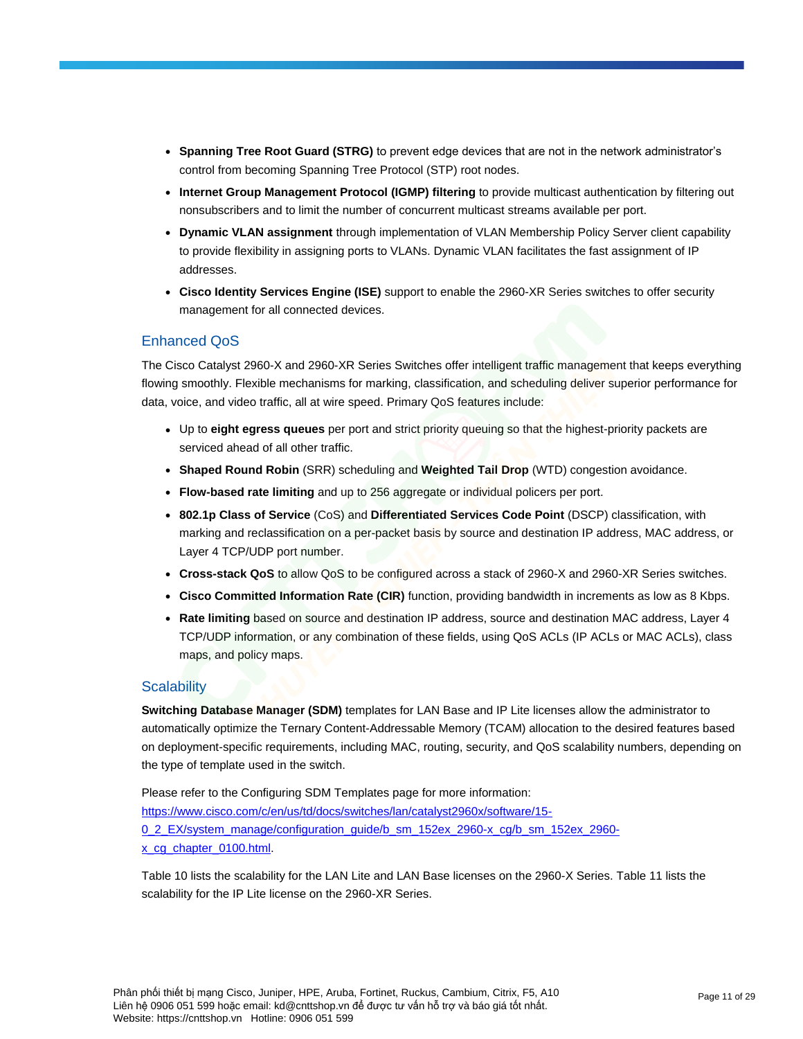- **Spanning Tree Root Guard (STRG)** to prevent edge devices that are not in the network administrator's control from becoming Spanning Tree Protocol (STP) root nodes.
- **Internet Group Management Protocol (IGMP) filtering** to provide multicast authentication by filtering out nonsubscribers and to limit the number of concurrent multicast streams available per port.
- **Dynamic VLAN assignment** through implementation of VLAN Membership Policy Server client capability to provide flexibility in assigning ports to VLANs. Dynamic VLAN facilitates the fast assignment of IP addresses.
- **Cisco Identity Services Engine (ISE)** support to enable the 2960-XR Series switches to offer security management for all connected devices.

## Enhanced QoS

The Cisco Catalyst 2960-X and 2960-XR Series Switches offer intelligent traffic management that keeps everything flowing smoothly. Flexible mechanisms for marking, classification, and scheduling deliver superior performance for data, voice, and video traffic, all at wire speed. Primary QoS features include:

- Up to **eight egress queues** per port and strict priority queuing so that the highest-priority packets are serviced ahead of all other traffic.
- **Shaped Round Robin** (SRR) scheduling and **Weighted Tail Drop** (WTD) congestion avoidance.
- **Flow-based rate limiting** and up to 256 aggregate or individual policers per port.
- **802.1p Class of Service** (CoS) and **Differentiated Services Code Point** (DSCP) classification, with marking and reclassification on a per-packet basis by source and destination IP address, MAC address, or Layer 4 TCP/UDP port number.
- **Cross-stack QoS** to allow QoS to be configured across a stack of 2960-X and 2960-XR Series switches.
- **Cisco Committed Information Rate (CIR)** function, providing bandwidth in increments as low as 8 Kbps.
- **Rate limiting** based on source and destination IP address, source and destination MAC address, Layer 4 TCP/UDP information, or any combination of these fields, using QoS ACLs (IP ACLs or MAC ACLs), class maps, and policy maps.

## Scalability

**Switching Database Manager (SDM)** templates for LAN Base and IP Lite licenses allow the administrator to automatically optimize the Ternary Content-Addressable Memory (TCAM) allocation to the desired features based on deployment-specific requirements, including MAC, routing, security, and QoS scalability numbers, depending on the type of template used in the switch.

Please refer to the Configuring SDM Templates page for more information: https://www.cisco.com/c/en/us/td/docs/switches/lan/catalyst2960x/software/15-0_2_EX/system_manage/configuration_guide/b_sm_152ex_2960-x_cg/b_sm_152ex_2960-x_cg_chapter_0100.html.

Table 10 lists the scalability for the LAN Lite and LAN Base licenses on the 2960-X Series. Table 11 lists the scalability for the IP Lite license on the 2960-XR Series.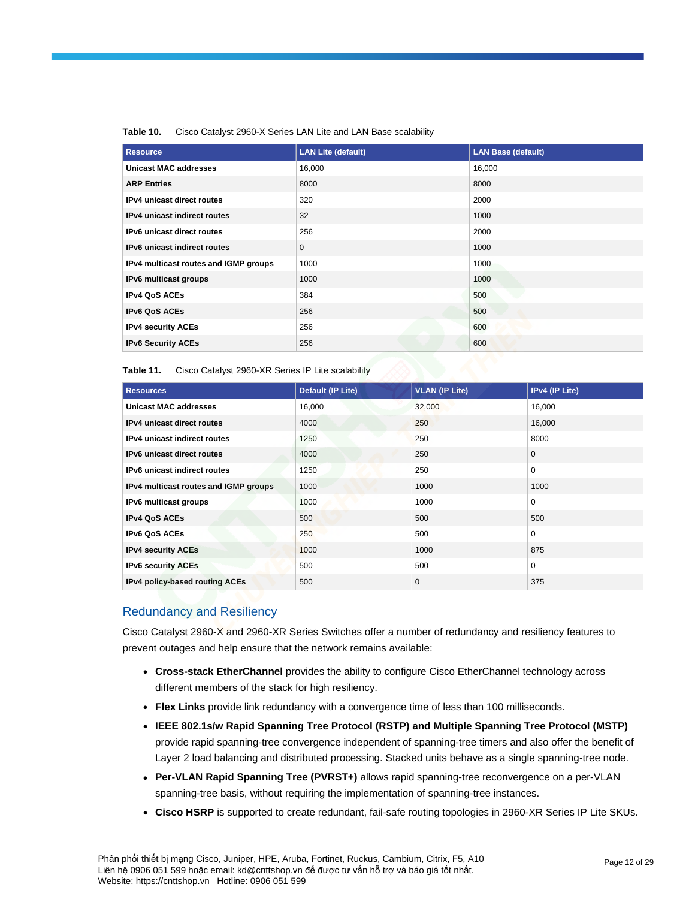**Table 10.** Cisco Catalyst 2960-X Series LAN Lite and LAN Base scalability

| Resource | LAN Lite (default) | LAN Base (default) |
|---|---|---|
| **Unicast MAC addresses** | 16,000 | 16,000 |
| **ARP Entries** | 8000 | 8000 |
| **IPv4 unicast direct routes** | 320 | 2000 |
| **IPv4 unicast indirect routes** | 32 | 1000 |
| **IPv6 unicast direct routes** | 256 | 2000 |
| **IPv6 unicast indirect routes** | 0 | 1000 |
| **IPv4 multicast routes and IGMP groups** | 1000 | 1000 |
| **IPv6 multicast groups** | 1000 | 1000 |
| **IPv4 QoS ACEs** | 384 | 500 |
| **IPv6 QoS ACEs** | 256 | 500 |
| **IPv4 security ACEs** | 256 | 600 |
| **IPv6 Security ACEs** | 256 | 600 |

**Table 11.** Cisco Catalyst 2960-XR Series IP Lite scalability

| Resources | Default (IP Lite) | VLAN (IP Lite) | IPv4 (IP Lite) |
|---|---|---|---|
| **Unicast MAC addresses** | 16,000 | 32,000 | 16,000 |
| **IPv4 unicast direct routes** | 4000 | 250 | 16,000 |
| **IPv4 unicast indirect routes** | 1250 | 250 | 8000 |
| **IPv6 unicast direct routes** | 4000 | 250 | 0 |
| **IPv6 unicast indirect routes** | 1250 | 250 | 0 |
| **IPv4 multicast routes and IGMP groups** | 1000 | 1000 | 1000 |
| **IPv6 multicast groups** | 1000 | 1000 | 0 |
| **IPv4 QoS ACEs** | 500 | 500 | 500 |
| **IPv6 QoS ACEs** | 250 | 500 | 0 |
| **IPv4 security ACEs** | 1000 | 1000 | 875 |
| **IPv6 security ACEs** | 500 | 500 | 0 |
| **IPv4 policy-based routing ACEs** | 500 | 0 | 375 |

## Redundancy and Resiliency

Cisco Catalyst 2960-X and 2960-XR Series Switches offer a number of redundancy and resiliency features to prevent outages and help ensure that the network remains available:

- **Cross-stack EtherChannel** provides the ability to configure Cisco EtherChannel technology across different members of the stack for high resiliency.
- **Flex Links** provide link redundancy with a convergence time of less than 100 milliseconds.
- **IEEE 802.1s/w Rapid Spanning Tree Protocol (RSTP) and Multiple Spanning Tree Protocol (MSTP)** provide rapid spanning-tree convergence independent of spanning-tree timers and also offer the benefit of Layer 2 load balancing and distributed processing. Stacked units behave as a single spanning-tree node.
- **Per-VLAN Rapid Spanning Tree (PVRST+)** allows rapid spanning-tree reconvergence on a per-VLAN spanning-tree basis, without requiring the implementation of spanning-tree instances.
- **Cisco HSRP** is supported to create redundant, fail-safe routing topologies in 2960-XR Series IP Lite SKUs.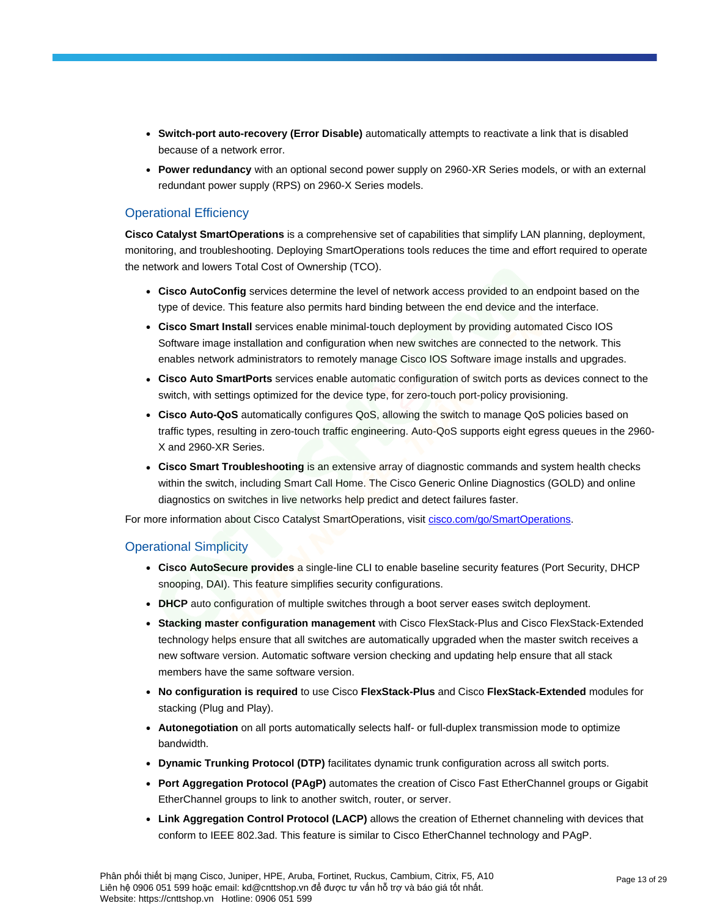- **Switch-port auto-recovery (Error Disable)** automatically attempts to reactivate a link that is disabled because of a network error.
- **Power redundancy** with an optional second power supply on 2960-XR Series models, or with an external redundant power supply (RPS) on 2960-X Series models.

## Operational Efficiency

**Cisco Catalyst SmartOperations** is a comprehensive set of capabilities that simplify LAN planning, deployment, monitoring, and troubleshooting. Deploying SmartOperations tools reduces the time and effort required to operate the network and lowers Total Cost of Ownership (TCO).

- **Cisco AutoConfig** services determine the level of network access provided to an endpoint based on the type of device. This feature also permits hard binding between the end device and the interface.
- **Cisco Smart Install** services enable minimal-touch deployment by providing automated Cisco IOS Software image installation and configuration when new switches are connected to the network. This enables network administrators to remotely manage Cisco IOS Software image installs and upgrades.
- **Cisco Auto SmartPorts** services enable automatic configuration of switch ports as devices connect to the switch, with settings optimized for the device type, for zero-touch port-policy provisioning.
- **Cisco Auto-QoS** automatically configures QoS, allowing the switch to manage QoS policies based on traffic types, resulting in zero-touch traffic engineering. Auto-QoS supports eight egress queues in the 2960-X and 2960-XR Series.
- **Cisco Smart Troubleshooting** is an extensive array of diagnostic commands and system health checks within the switch, including Smart Call Home. The Cisco Generic Online Diagnostics (GOLD) and online diagnostics on switches in live networks help predict and detect failures faster.

For more information about Cisco Catalyst SmartOperations, visit [cisco.com/go/SmartOperations](cisco.com/go/SmartOperations).

## Operational Simplicity

- **Cisco AutoSecure provides** a single-line CLI to enable baseline security features (Port Security, DHCP snooping, DAI). This feature simplifies security configurations.
- **DHCP** auto configuration of multiple switches through a boot server eases switch deployment.
- **Stacking master configuration management** with Cisco FlexStack-Plus and Cisco FlexStack-Extended technology helps ensure that all switches are automatically upgraded when the master switch receives a new software version. Automatic software version checking and updating help ensure that all stack members have the same software version.
- **No configuration is required** to use Cisco **FlexStack-Plus** and Cisco **FlexStack-Extended** modules for stacking (Plug and Play).
- **Autonegotiation** on all ports automatically selects half- or full-duplex transmission mode to optimize bandwidth.
- **Dynamic Trunking Protocol (DTP)** facilitates dynamic trunk configuration across all switch ports.
- **Port Aggregation Protocol (PAgP)** automates the creation of Cisco Fast EtherChannel groups or Gigabit EtherChannel groups to link to another switch, router, or server.
- **Link Aggregation Control Protocol (LACP)** allows the creation of Ethernet channeling with devices that conform to IEEE 802.3ad. This feature is similar to Cisco EtherChannel technology and PAgP.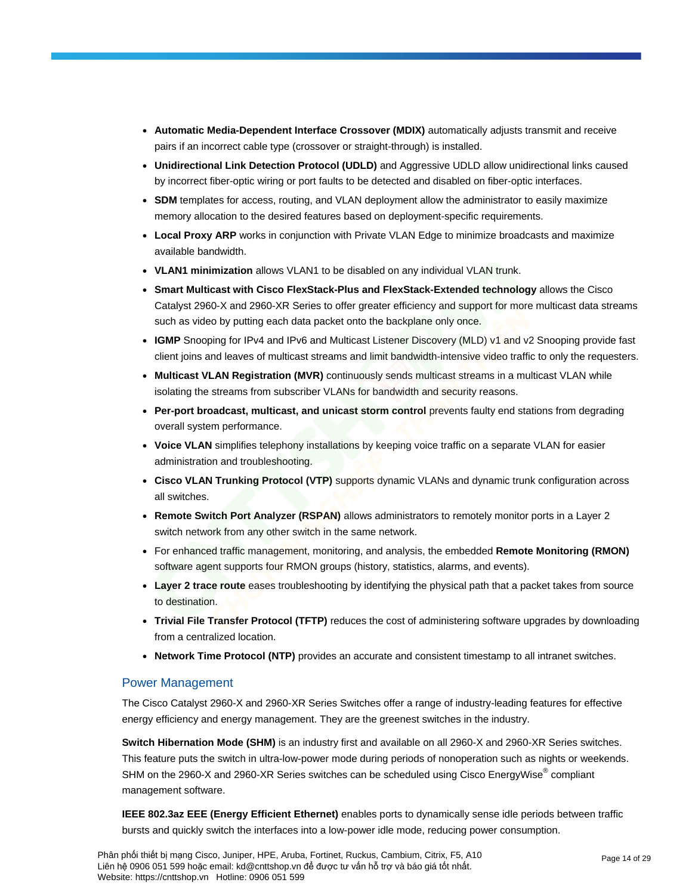- **Automatic Media-Dependent Interface Crossover (MDIX)** automatically adjusts transmit and receive pairs if an incorrect cable type (crossover or straight-through) is installed.
- **Unidirectional Link Detection Protocol (UDLD)** and Aggressive UDLD allow unidirectional links caused by incorrect fiber-optic wiring or port faults to be detected and disabled on fiber-optic interfaces.
- **SDM** templates for access, routing, and VLAN deployment allow the administrator to easily maximize memory allocation to the desired features based on deployment-specific requirements.
- **Local Proxy ARP** works in conjunction with Private VLAN Edge to minimize broadcasts and maximize available bandwidth.
- **VLAN1 minimization** allows VLAN1 to be disabled on any individual VLAN trunk.
- **Smart Multicast with Cisco FlexStack-Plus and FlexStack-Extended technology** allows the Cisco Catalyst 2960-X and 2960-XR Series to offer greater efficiency and support for more multicast data streams such as video by putting each data packet onto the backplane only once.
- **IGMP** Snooping for IPv4 and IPv6 and Multicast Listener Discovery (MLD) v1 and v2 Snooping provide fast client joins and leaves of multicast streams and limit bandwidth-intensive video traffic to only the requesters.
- **Multicast VLAN Registration (MVR)** continuously sends multicast streams in a multicast VLAN while isolating the streams from subscriber VLANs for bandwidth and security reasons.
- **Per-port broadcast, multicast, and unicast storm control** prevents faulty end stations from degrading overall system performance.
- **Voice VLAN** simplifies telephony installations by keeping voice traffic on a separate VLAN for easier administration and troubleshooting.
- **Cisco VLAN Trunking Protocol (VTP)** supports dynamic VLANs and dynamic trunk configuration across all switches.
- **Remote Switch Port Analyzer (RSPAN)** allows administrators to remotely monitor ports in a Layer 2 switch network from any other switch in the same network.
- For enhanced traffic management, monitoring, and analysis, the embedded **Remote Monitoring (RMON)** software agent supports four RMON groups (history, statistics, alarms, and events).
- **Layer 2 trace route** eases troubleshooting by identifying the physical path that a packet takes from source to destination.
- **Trivial File Transfer Protocol (TFTP)** reduces the cost of administering software upgrades by downloading from a centralized location.
- **Network Time Protocol (NTP)** provides an accurate and consistent timestamp to all intranet switches.

## Power Management

The Cisco Catalyst 2960-X and 2960-XR Series Switches offer a range of industry-leading features for effective energy efficiency and energy management. They are the greenest switches in the industry.

**Switch Hibernation Mode (SHM)** is an industry first and available on all 2960-X and 2960-XR Series switches. This feature puts the switch in ultra-low-power mode during periods of nonoperation such as nights or weekends. SHM on the 2960-X and 2960-XR Series switches can be scheduled using Cisco EnergyWise® compliant management software.

**IEEE 802.3az EEE (Energy Efficient Ethernet)** enables ports to dynamically sense idle periods between traffic bursts and quickly switch the interfaces into a low-power idle mode, reducing power consumption.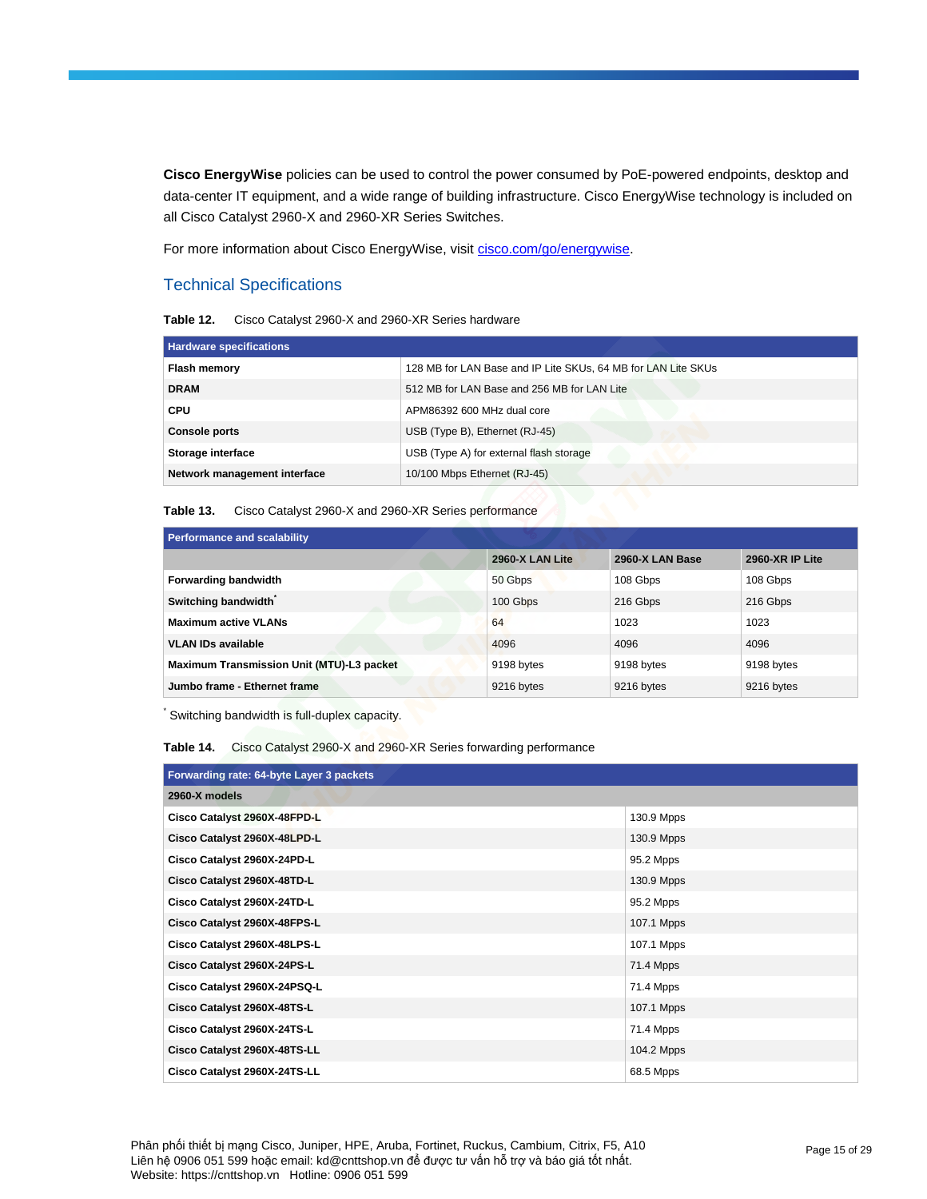**Cisco EnergyWise** policies can be used to control the power consumed by PoE-powered endpoints, desktop and data-center IT equipment, and a wide range of building infrastructure. Cisco EnergyWise technology is included on all Cisco Catalyst 2960-X and 2960-XR Series Switches.

For more information about Cisco EnergyWise, visit [cisco.com/go/energywise](cisco.com/go/energywise).

## Technical Specifications

**Table 12.** Cisco Catalyst 2960-X and 2960-XR Series hardware

| Hardware specifications | |
|---|---|
| **Flash memory** | 128 MB for LAN Base and IP Lite SKUs, 64 MB for LAN Lite SKUs |
| **DRAM** | 512 MB for LAN Base and 256 MB for LAN Lite |
| **CPU** | APM86392 600 MHz dual core |
| **Console ports** | USB (Type B), Ethernet (RJ-45) |
| **Storage interface** | USB (Type A) for external flash storage |
| **Network management interface** | 10/100 Mbps Ethernet (RJ-45) |

**Table 13.** Cisco Catalyst 2960-X and 2960-XR Series performance

| Performance and scalability | | | |
|---|---|---|---|
| | **2960-X LAN Lite** | **2960-X LAN Base** | **2960-XR IP Lite** |
| **Forwarding bandwidth** | 50 Gbps | 108 Gbps | 108 Gbps |
| **Switching bandwidth*** | 100 Gbps | 216 Gbps | 216 Gbps |
| **Maximum active VLANs** | 64 | 1023 | 1023 |
| **VLAN IDs available** | 4096 | 4096 | 4096 |
| **Maximum Transmission Unit (MTU)-L3 packet** | 9198 bytes | 9198 bytes | 9198 bytes |
| **Jumbo frame - Ethernet frame** | 9216 bytes | 9216 bytes | 9216 bytes |

* Switching bandwidth is full-duplex capacity.

**Table 14.** Cisco Catalyst 2960-X and 2960-XR Series forwarding performance

| Forwarding rate: 64-byte Layer 3 packets | |
|---|---|
| **2960-X models** | |
| **Cisco Catalyst 2960X-48FPD-L** | 130.9 Mpps |
| **Cisco Catalyst 2960X-48LPD-L** | 130.9 Mpps |
| **Cisco Catalyst 2960X-24PD-L** | 95.2 Mpps |
| **Cisco Catalyst 2960X-48TD-L** | 130.9 Mpps |
| **Cisco Catalyst 2960X-24TD-L** | 95.2 Mpps |
| **Cisco Catalyst 2960X-48FPS-L** | 107.1 Mpps |
| **Cisco Catalyst 2960X-48LPS-L** | 107.1 Mpps |
| **Cisco Catalyst 2960X-24PS-L** | 71.4 Mpps |
| **Cisco Catalyst 2960X-24PSQ-L** | 71.4 Mpps |
| **Cisco Catalyst 2960X-48TS-L** | 107.1 Mpps |
| **Cisco Catalyst 2960X-24TS-L** | 71.4 Mpps |
| **Cisco Catalyst 2960X-48TS-LL** | 104.2 Mpps |
| **Cisco Catalyst 2960X-24TS-LL** | 68.5 Mpps |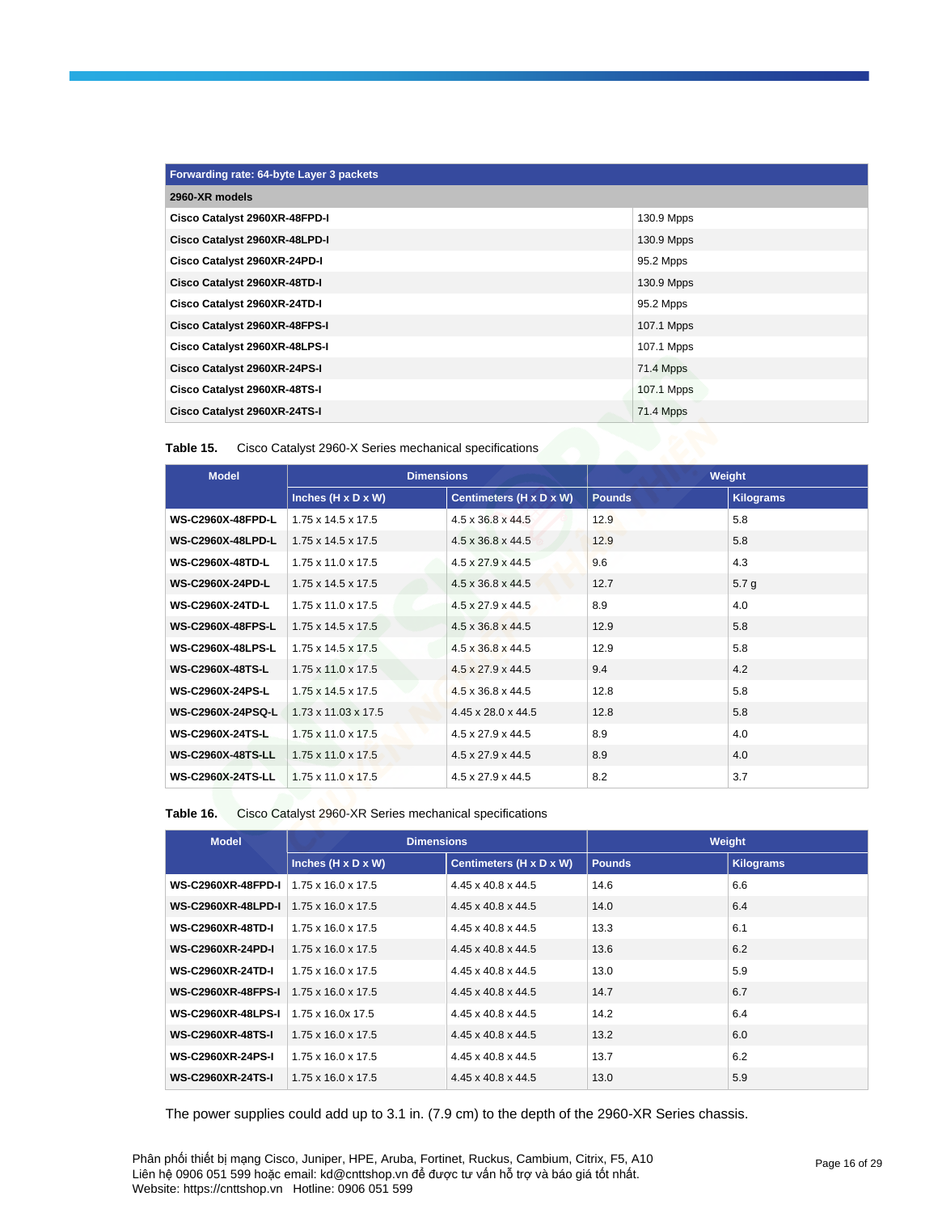| Forwarding rate: 64-byte Layer 3 packets | |
|---|---|
| **2960-XR models** | |
| **Cisco Catalyst 2960XR-48FPD-I** | 130.9 Mpps |
| **Cisco Catalyst 2960XR-48LPD-I** | 130.9 Mpps |
| **Cisco Catalyst 2960XR-24PD-I** | 95.2 Mpps |
| **Cisco Catalyst 2960XR-48TD-I** | 130.9 Mpps |
| **Cisco Catalyst 2960XR-24TD-I** | 95.2 Mpps |
| **Cisco Catalyst 2960XR-48FPS-I** | 107.1 Mpps |
| **Cisco Catalyst 2960XR-48LPS-I** | 107.1 Mpps |
| **Cisco Catalyst 2960XR-24PS-I** | 71.4 Mpps |
| **Cisco Catalyst 2960XR-48TS-I** | 107.1 Mpps |
| **Cisco Catalyst 2960XR-24TS-I** | 71.4 Mpps |

**Table 15.** Cisco Catalyst 2960-X Series mechanical specifications

| Model | Dimensions | | Weight | |
|---|---|---|---|---|
| | Inches (H x D x W) | Centimeters (H x D x W) | Pounds | Kilograms |
| **WS-C2960X-48FPD-L** | 1.75 x 14.5 x 17.5 | 4.5 x 36.8 x 44.5 | 12.9 | 5.8 |
| **WS-C2960X-48LPD-L** | 1.75 x 14.5 x 17.5 | 4.5 x 36.8 x 44.5 | 12.9 | 5.8 |
| **WS-C2960X-48TD-L** | 1.75 x 11.0 x 17.5 | 4.5 x 27.9 x 44.5 | 9.6 | 4.3 |
| **WS-C2960X-24PD-L** | 1.75 x 14.5 x 17.5 | 4.5 x 36.8 x 44.5 | 12.7 | 5.7 g |
| **WS-C2960X-24TD-L** | 1.75 x 11.0 x 17.5 | 4.5 x 27.9 x 44.5 | 8.9 | 4.0 |
| **WS-C2960X-48FPS-L** | 1.75 x 14.5 x 17.5 | 4.5 x 36.8 x 44.5 | 12.9 | 5.8 |
| **WS-C2960X-48LPS-L** | 1.75 x 14.5 x 17.5 | 4.5 x 36.8 x 44.5 | 12.9 | 5.8 |
| **WS-C2960X-48TS-L** | 1.75 x 11.0 x 17.5 | 4.5 x 27.9 x 44.5 | 9.4 | 4.2 |
| **WS-C2960X-24PS-L** | 1.75 x 14.5 x 17.5 | 4.5 x 36.8 x 44.5 | 12.8 | 5.8 |
| **WS-C2960X-24PSQ-L** | 1.73 x 11.03 x 17.5 | 4.45 x 28.0 x 44.5 | 12.8 | 5.8 |
| **WS-C2960X-24TS-L** | 1.75 x 11.0 x 17.5 | 4.5 x 27.9 x 44.5 | 8.9 | 4.0 |
| **WS-C2960X-48TS-LL** | 1.75 x 11.0 x 17.5 | 4.5 x 27.9 x 44.5 | 8.9 | 4.0 |
| **WS-C2960X-24TS-LL** | 1.75 x 11.0 x 17.5 | 4.5 x 27.9 x 44.5 | 8.2 | 3.7 |

**Table 16.** Cisco Catalyst 2960-XR Series mechanical specifications

| Model | Dimensions | | Weight | |
|---|---|---|---|---|
| | Inches (H x D x W) | Centimeters (H x D x W) | Pounds | Kilograms |
| **WS-C2960XR-48FPD-I** | 1.75 x 16.0 x 17.5 | 4.45 x 40.8 x 44.5 | 14.6 | 6.6 |
| **WS-C2960XR-48LPD-I** | 1.75 x 16.0 x 17.5 | 4.45 x 40.8 x 44.5 | 14.0 | 6.4 |
| **WS-C2960XR-48TD-I** | 1.75 x 16.0 x 17.5 | 4.45 x 40.8 x 44.5 | 13.3 | 6.1 |
| **WS-C2960XR-24PD-I** | 1.75 x 16.0 x 17.5 | 4.45 x 40.8 x 44.5 | 13.6 | 6.2 |
| **WS-C2960XR-24TD-I** | 1.75 x 16.0 x 17.5 | 4.45 x 40.8 x 44.5 | 13.0 | 5.9 |
| **WS-C2960XR-48FPS-I** | 1.75 x 16.0 x 17.5 | 4.45 x 40.8 x 44.5 | 14.7 | 6.7 |
| **WS-C2960XR-48LPS-I** | 1.75 x 16.0x 17.5 | 4.45 x 40.8 x 44.5 | 14.2 | 6.4 |
| **WS-C2960XR-48TS-I** | 1.75 x 16.0 x 17.5 | 4.45 x 40.8 x 44.5 | 13.2 | 6.0 |
| **WS-C2960XR-24PS-I** | 1.75 x 16.0 x 17.5 | 4.45 x 40.8 x 44.5 | 13.7 | 6.2 |
| **WS-C2960XR-24TS-I** | 1.75 x 16.0 x 17.5 | 4.45 x 40.8 x 44.5 | 13.0 | 5.9 |

The power supplies could add up to 3.1 in. (7.9 cm) to the depth of the 2960-XR Series chassis.

Phân phối thiết bị mạng Cisco, Juniper, HPE, Aruba, Fortinet, Ruckus, Cambium, Citrix, F5, A10
Liên hệ 0906 051 599 hoặc email: kd@cnttshop.vn để được tư vấn hỗ trợ và báo giá tốt nhất.
Website: https://cnttshop.vn Hotline: 0906 051 599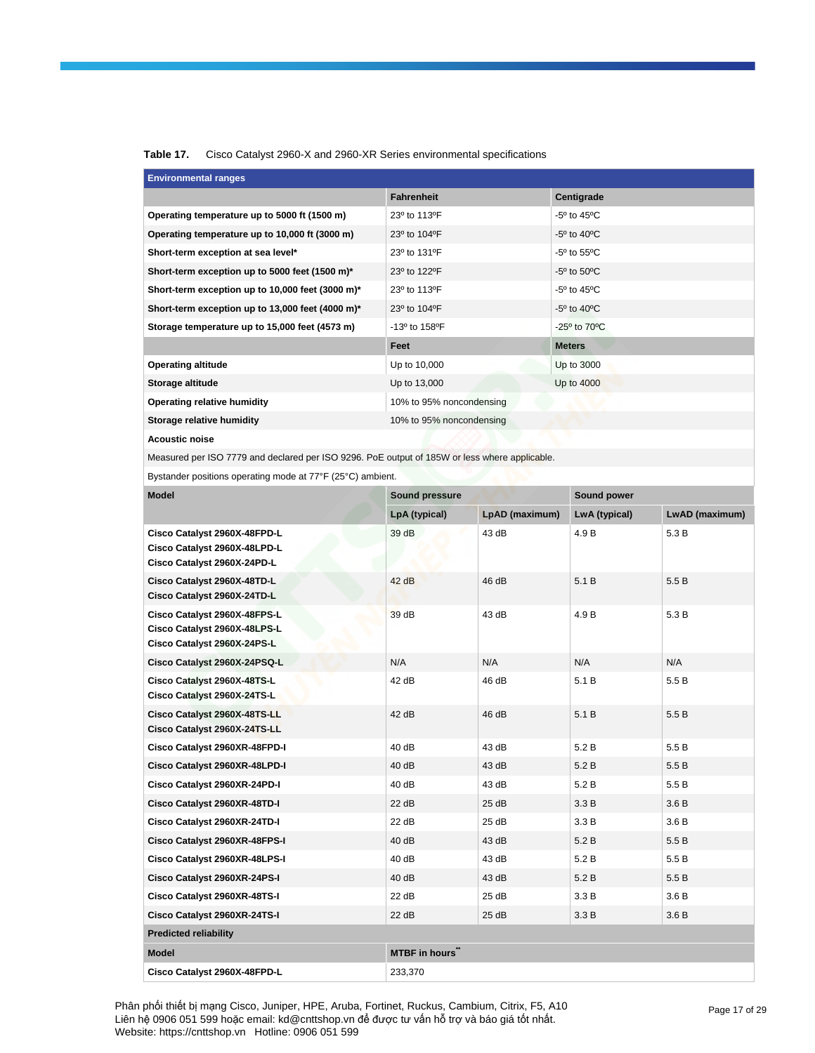**Table 17.** Cisco Catalyst 2960-X and 2960-XR Series environmental specifications

| Environmental ranges | | | | |
|---|---|---|---|---|
| | Fahrenheit | | Centigrade | |
| Operating temperature up to 5000 ft (1500 m) | 23º to 113ºF | | -5º to 45ºC | |
| Operating temperature up to 10,000 ft (3000 m) | 23º to 104ºF | | -5º to 40ºC | |
| Short-term exception at sea level* | 23º to 131ºF | | -5º to 55ºC | |
| Short-term exception up to 5000 feet (1500 m)* | 23º to 122ºF | | -5º to 50ºC | |
| Short-term exception up to 10,000 feet (3000 m)* | 23º to 113ºF | | -5º to 45ºC | |
| Short-term exception up to 13,000 feet (4000 m)* | 23º to 104ºF | | -5º to 40ºC | |
| Storage temperature up to 15,000 feet (4573 m) | -13º to 158ºF | | -25º to 70ºC | |
| | Feet | | Meters | |
| Operating altitude | Up to 10,000 | | Up to 3000 | |
| Storage altitude | Up to 13,000 | | Up to 4000 | |
| Operating relative humidity | 10% to 95% noncondensing | | | |
| Storage relative humidity | 10% to 95% noncondensing | | | |
| **Acoustic noise** | | | | |
| Measured per ISO 7779 and declared per ISO 9296. PoE output of 185W or less where applicable. | | | | |
| Bystander positions operating mode at 77°F (25°C) ambient. | | | | |
| **Model** | **Sound pressure** | | **Sound power** | |
| | **LpA (typical)** | **LpAD (maximum)** | **LwA (typical)** | **LwAD (maximum)** |
| Cisco Catalyst 2960X-48FPD-L<br>Cisco Catalyst 2960X-48LPD-L<br>Cisco Catalyst 2960X-24PD-L | 39 dB | 43 dB | 4.9 B | 5.3 B |
| Cisco Catalyst 2960X-48TD-L<br>Cisco Catalyst 2960X-24TD-L | 42 dB | 46 dB | 5.1 B | 5.5 B |
| Cisco Catalyst 2960X-48FPS-L<br>Cisco Catalyst 2960X-48LPS-L<br>Cisco Catalyst 2960X-24PS-L | 39 dB | 43 dB | 4.9 B | 5.3 B |
| Cisco Catalyst 2960X-24PSQ-L | N/A | N/A | N/A | N/A |
| Cisco Catalyst 2960X-48TS-L<br>Cisco Catalyst 2960X-24TS-L | 42 dB | 46 dB | 5.1 B | 5.5 B |
| Cisco Catalyst 2960X-48TS-LL<br>Cisco Catalyst 2960X-24TS-LL | 42 dB | 46 dB | 5.1 B | 5.5 B |
| Cisco Catalyst 2960XR-48FPD-I | 40 dB | 43 dB | 5.2 B | 5.5 B |
| Cisco Catalyst 2960XR-48LPD-I | 40 dB | 43 dB | 5.2 B | 5.5 B |
| Cisco Catalyst 2960XR-24PD-I | 40 dB | 43 dB | 5.2 B | 5.5 B |
| Cisco Catalyst 2960XR-48TD-I | 22 dB | 25 dB | 3.3 B | 3.6 B |
| Cisco Catalyst 2960XR-24TD-I | 22 dB | 25 dB | 3.3 B | 3.6 B |
| Cisco Catalyst 2960XR-48FPS-I | 40 dB | 43 dB | 5.2 B | 5.5 B |
| Cisco Catalyst 2960XR-48LPS-I | 40 dB | 43 dB | 5.2 B | 5.5 B |
| Cisco Catalyst 2960XR-24PS-I | 40 dB | 43 dB | 5.2 B | 5.5 B |
| Cisco Catalyst 2960XR-48TS-I | 22 dB | 25 dB | 3.3 B | 3.6 B |
| Cisco Catalyst 2960XR-24TS-I | 22 dB | 25 dB | 3.3 B | 3.6 B |
| **Predicted reliability** | | | | |
| **Model** | **MTBF in hours**** | | | |
| Cisco Catalyst 2960X-48FPD-L | 233,370 | | | |

Phân phối thiết bị mạng Cisco, Juniper, HPE, Aruba, Fortinet, Ruckus, Cambium, Citrix, F5, A10
Liên hệ 0906 051 599 hoặc email: kd@cnttshop.vn để được tư vấn hỗ trợ và báo giá tốt nhất.
Website: https://cnttshop.vn Hotline: 0906 051 599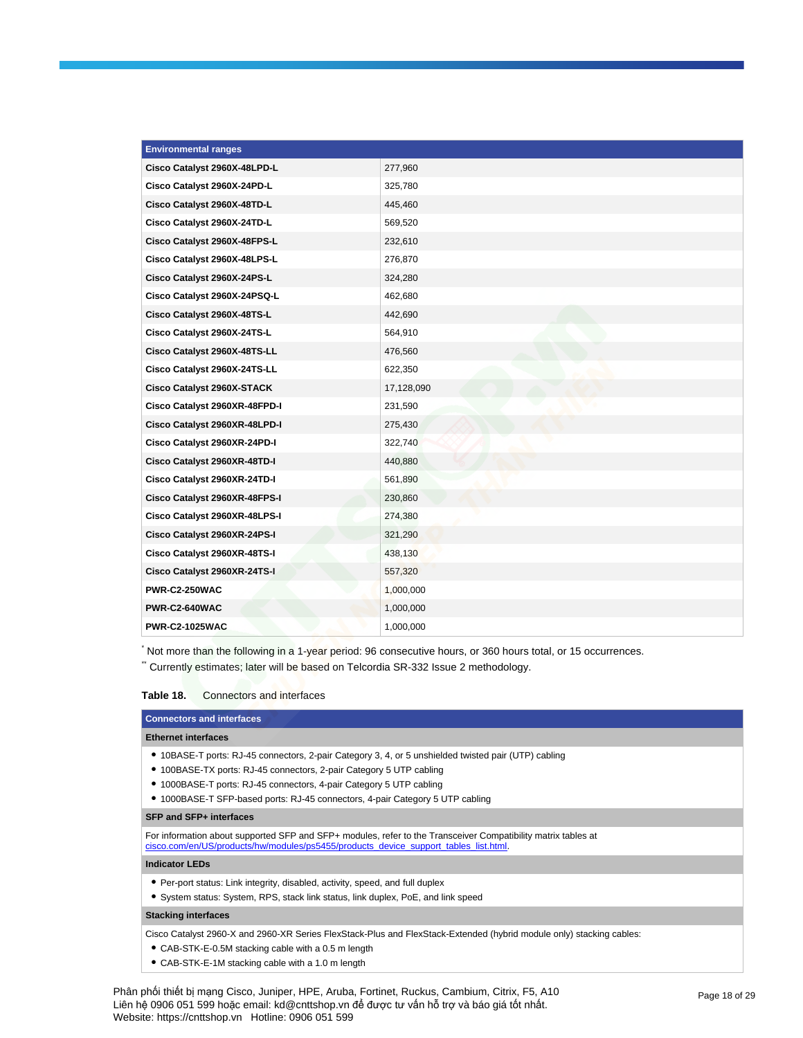| Environmental ranges | |
|---|---|
| **Cisco Catalyst 2960X-48LPD-L** | 277,960 |
| **Cisco Catalyst 2960X-24PD-L** | 325,780 |
| **Cisco Catalyst 2960X-48TD-L** | 445,460 |
| **Cisco Catalyst 2960X-24TD-L** | 569,520 |
| **Cisco Catalyst 2960X-48FPS-L** | 232,610 |
| **Cisco Catalyst 2960X-48LPS-L** | 276,870 |
| **Cisco Catalyst 2960X-24PS-L** | 324,280 |
| **Cisco Catalyst 2960X-24PSQ-L** | 462,680 |
| **Cisco Catalyst 2960X-48TS-L** | 442,690 |
| **Cisco Catalyst 2960X-24TS-L** | 564,910 |
| **Cisco Catalyst 2960X-48TS-LL** | 476,560 |
| **Cisco Catalyst 2960X-24TS-LL** | 622,350 |
| **Cisco Catalyst 2960X-STACK** | 17,128,090 |
| **Cisco Catalyst 2960XR-48FPD-I** | 231,590 |
| **Cisco Catalyst 2960XR-48LPD-I** | 275,430 |
| **Cisco Catalyst 2960XR-24PD-I** | 322,740 |
| **Cisco Catalyst 2960XR-48TD-I** | 440,880 |
| **Cisco Catalyst 2960XR-24TD-I** | 561,890 |
| **Cisco Catalyst 2960XR-48FPS-I** | 230,860 |
| **Cisco Catalyst 2960XR-48LPS-I** | 274,380 |
| **Cisco Catalyst 2960XR-24PS-I** | 321,290 |
| **Cisco Catalyst 2960XR-48TS-I** | 438,130 |
| **Cisco Catalyst 2960XR-24TS-I** | 557,320 |
| **PWR-C2-250WAC** | 1,000,000 |
| **PWR-C2-640WAC** | 1,000,000 |
| **PWR-C2-1025WAC** | 1,000,000 |

* Not more than the following in a 1-year period: 96 consecutive hours, or 360 hours total, or 15 occurrences.

** Currently estimates; later will be based on Telcordia SR-332 Issue 2 methodology.

**Table 18.** Connectors and interfaces

| Connectors and interfaces |
|---|
| **Ethernet interfaces** |
| • 10BASE-T ports: RJ-45 connectors, 2-pair Category 3, 4, or 5 unshielded twisted pair (UTP) cabling<br>• 100BASE-TX ports: RJ-45 connectors, 2-pair Category 5 UTP cabling<br>• 1000BASE-T ports: RJ-45 connectors, 4-pair Category 5 UTP cabling<br>• 1000BASE-T SFP-based ports: RJ-45 connectors, 4-pair Category 5 UTP cabling |
| **SFP and SFP+ interfaces** |
| For information about supported SFP and SFP+ modules, refer to the Transceiver Compatibility matrix tables at [cisco.com/en/US/products/hw/modules/ps5455/products_device_support_tables_list.html](https://cisco.com/en/US/products/hw/modules/ps5455/products_device_support_tables_list.html). |
| **Indicator LEDs** |
| • Per-port status: Link integrity, disabled, activity, speed, and full duplex<br>• System status: System, RPS, stack link status, link duplex, PoE, and link speed |
| **Stacking interfaces** |
| Cisco Catalyst 2960-X and 2960-XR Series FlexStack-Plus and FlexStack-Extended (hybrid module only) stacking cables:<br>• CAB-STK-E-0.5M stacking cable with a 0.5 m length<br>• CAB-STK-E-1M stacking cable with a 1.0 m length |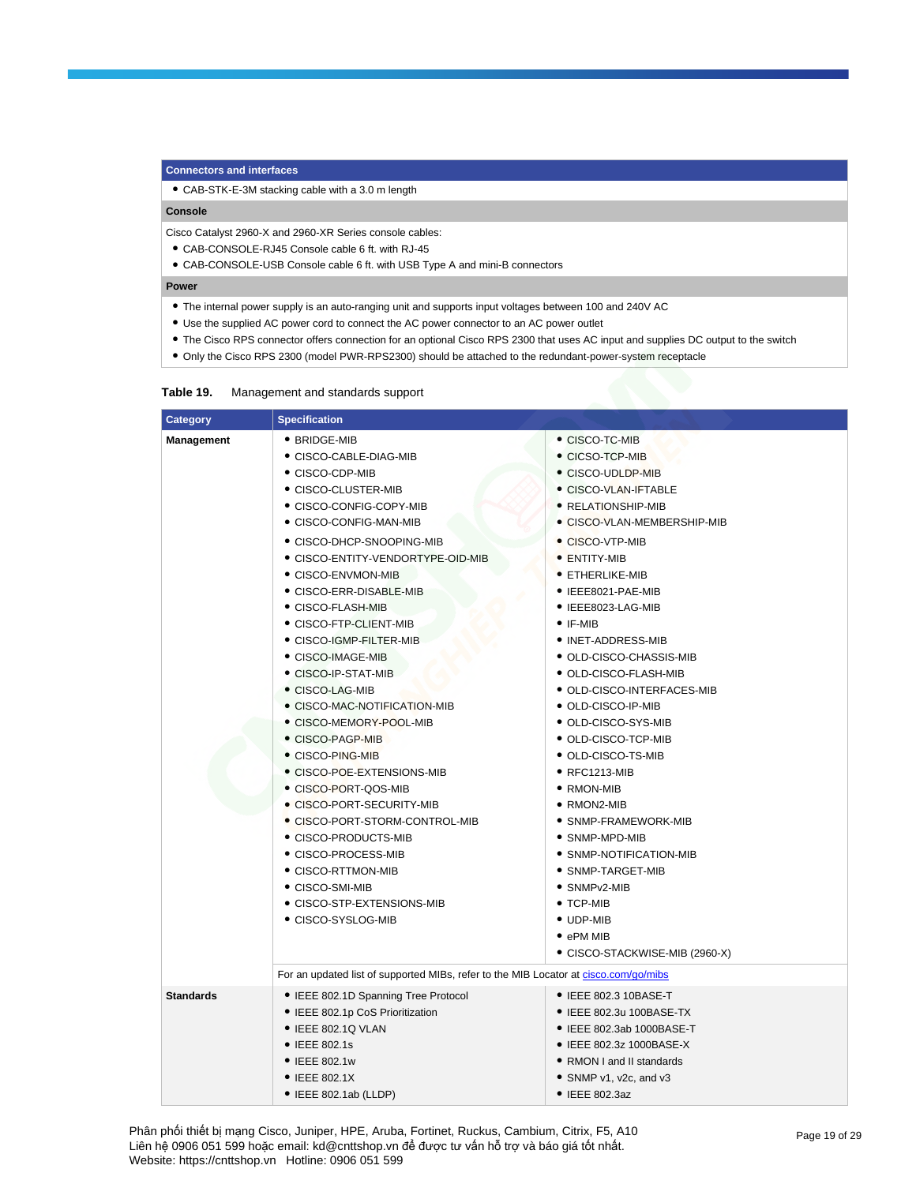| Connectors and interfaces |
|---|
| • CAB-STK-E-3M stacking cable with a 3.0 m length |
| **Console** |
| Cisco Catalyst 2960-X and 2960-XR Series console cables:<br>• CAB-CONSOLE-RJ45 Console cable 6 ft. with RJ-45<br>• CAB-CONSOLE-USB Console cable 6 ft. with USB Type A and mini-B connectors |
| **Power** |
| • The internal power supply is an auto-ranging unit and supports input voltages between 100 and 240V AC<br>• Use the supplied AC power cord to connect the AC power connector to an AC power outlet<br>• The Cisco RPS connector offers connection for an optional Cisco RPS 2300 that uses AC input and supplies DC output to the switch<br>• Only the Cisco RPS 2300 (model PWR-RPS2300) should be attached to the redundant-power-system receptacle |

**Table 19.** Management and standards support

| Category | Specification | |
|---|---|---|
| **Management** | • BRIDGE-MIB<br>• CISCO-CABLE-DIAG-MIB<br>• CISCO-CDP-MIB<br>• CISCO-CLUSTER-MIB<br>• CISCO-CONFIG-COPY-MIB<br>• CISCO-CONFIG-MAN-MIB<br>• CISCO-DHCP-SNOOPING-MIB<br>• CISCO-ENTITY-VENDORTYPE-OID-MIB<br>• CISCO-ENVMON-MIB<br>• CISCO-ERR-DISABLE-MIB<br>• CISCO-FLASH-MIB<br>• CISCO-FTP-CLIENT-MIB<br>• CISCO-IGMP-FILTER-MIB<br>• CISCO-IMAGE-MIB<br>• CISCO-IP-STAT-MIB<br>• CISCO-LAG-MIB<br>• CISCO-MAC-NOTIFICATION-MIB<br>• CISCO-MEMORY-POOL-MIB<br>• CISCO-PAGP-MIB<br>• CISCO-PING-MIB<br>• CISCO-POE-EXTENSIONS-MIB<br>• CISCO-PORT-QOS-MIB<br>• CISCO-PORT-SECURITY-MIB<br>• CISCO-PORT-STORM-CONTROL-MIB<br>• CISCO-PRODUCTS-MIB<br>• CISCO-PROCESS-MIB<br>• CISCO-RTTMON-MIB<br>• CISCO-SMI-MIB<br>• CISCO-STP-EXTENSIONS-MIB<br>• CISCO-SYSLOG-MIB | • CISCO-TC-MIB<br>• CICSO-TCP-MIB<br>• CISCO-UDLDP-MIB<br>• CISCO-VLAN-IFTABLE<br>• RELATIONSHIP-MIB<br>• CISCO-VLAN-MEMBERSHIP-MIB<br>• CISCO-VTP-MIB<br>• ENTITY-MIB<br>• ETHERLIKE-MIB<br>• IEEE8021-PAE-MIB<br>• IEEE8023-LAG-MIB<br>• IF-MIB<br>• INET-ADDRESS-MIB<br>• OLD-CISCO-CHASSIS-MIB<br>• OLD-CISCO-FLASH-MIB<br>• OLD-CISCO-INTERFACES-MIB<br>• OLD-CISCO-IP-MIB<br>• OLD-CISCO-SYS-MIB<br>• OLD-CISCO-TCP-MIB<br>• OLD-CISCO-TS-MIB<br>• RFC1213-MIB<br>• RMON-MIB<br>• RMON2-MIB<br>• SNMP-FRAMEWORK-MIB<br>• SNMP-MPD-MIB<br>• SNMP-NOTIFICATION-MIB<br>• SNMP-TARGET-MIB<br>• SNMPv2-MIB<br>• TCP-MIB<br>• UDP-MIB<br>• ePM MIB<br>• CISCO-STACKWISE-MIB (2960-X) |
| | For an updated list of supported MIBs, refer to the MIB Locator at cisco.com/go/mibs | |
| **Standards** | • IEEE 802.1D Spanning Tree Protocol<br>• IEEE 802.1p CoS Prioritization<br>• IEEE 802.1Q VLAN<br>• IEEE 802.1s<br>• IEEE 802.1w<br>• IEEE 802.1X<br>• IEEE 802.1ab (LLDP) | • IEEE 802.3 10BASE-T<br>• IEEE 802.3u 100BASE-TX<br>• IEEE 802.3ab 1000BASE-T<br>• IEEE 802.3z 1000BASE-X<br>• RMON I and II standards<br>• SNMP v1, v2c, and v3<br>• IEEE 802.3az |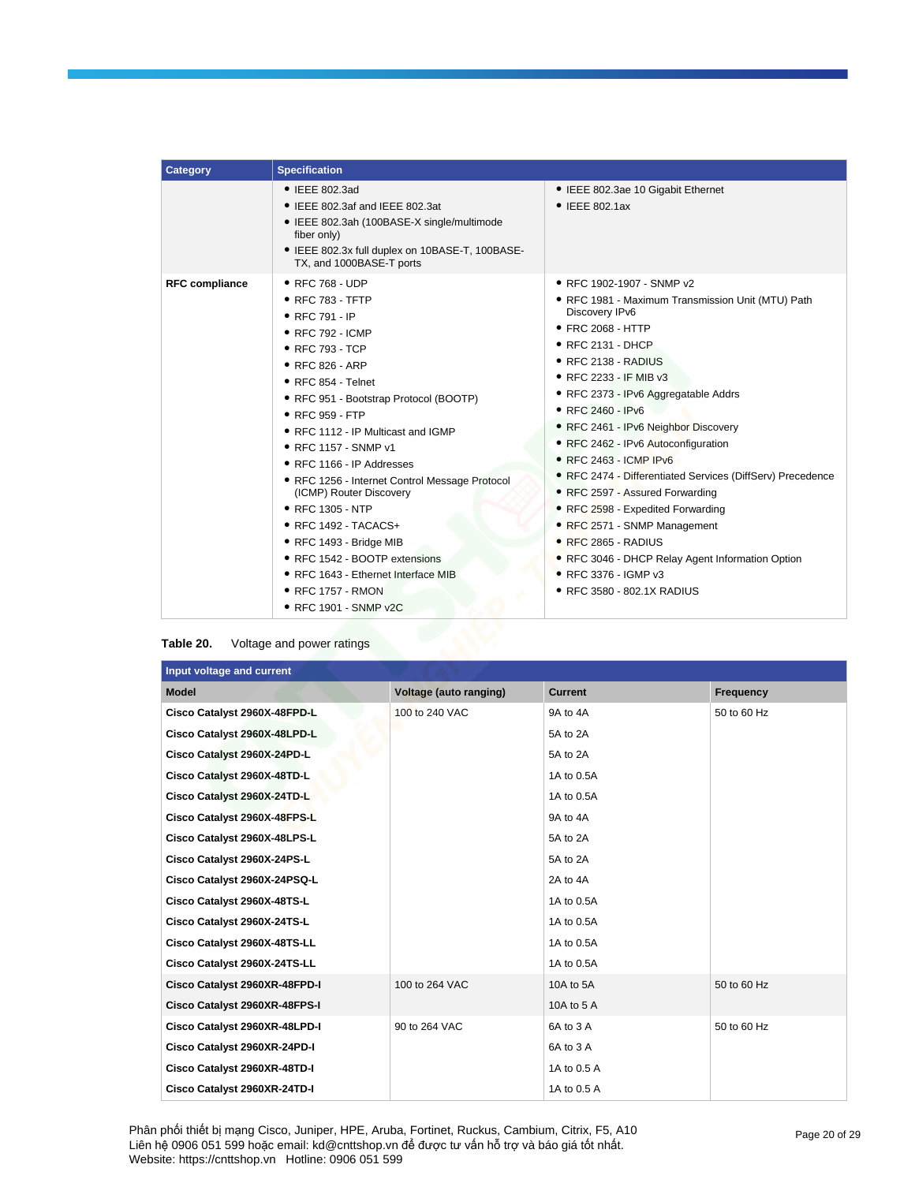| Category | Specification | |
| --- | --- | --- |
| | • IEEE 802.3ad<br>• IEEE 802.3af and IEEE 802.3at<br>• IEEE 802.3ah (100BASE-X single/multimode fiber only)<br>• IEEE 802.3x full duplex on 10BASE-T, 100BASE-TX, and 1000BASE-T ports | • IEEE 802.3ae 10 Gigabit Ethernet<br>• IEEE 802.1ax |
| **RFC compliance** | • RFC 768 - UDP<br>• RFC 783 - TFTP<br>• RFC 791 - IP<br>• RFC 792 - ICMP<br>• RFC 793 - TCP<br>• RFC 826 - ARP<br>• RFC 854 - Telnet<br>• RFC 951 - Bootstrap Protocol (BOOTP)<br>• RFC 959 - FTP<br>• RFC 1112 - IP Multicast and IGMP<br>• RFC 1157 - SNMP v1<br>• RFC 1166 - IP Addresses<br>• RFC 1256 - Internet Control Message Protocol (ICMP) Router Discovery<br>• RFC 1305 - NTP<br>• RFC 1492 - TACACS+<br>• RFC 1493 - Bridge MIB<br>• RFC 1542 - BOOTP extensions<br>• RFC 1643 - Ethernet Interface MIB<br>• RFC 1757 - RMON<br>• RFC 1901 - SNMP v2C | • RFC 1902-1907 - SNMP v2<br>• RFC 1981 - Maximum Transmission Unit (MTU) Path Discovery IPv6<br>• FRC 2068 - HTTP<br>• RFC 2131 - DHCP<br>• RFC 2138 - RADIUS<br>• RFC 2233 - IF MIB v3<br>• RFC 2373 - IPv6 Aggregatable Addrs<br>• RFC 2460 - IPv6<br>• RFC 2461 - IPv6 Neighbor Discovery<br>• RFC 2462 - IPv6 Autoconfiguration<br>• RFC 2463 - ICMP IPv6<br>• RFC 2474 - Differentiated Services (DiffServ) Precedence<br>• RFC 2597 - Assured Forwarding<br>• RFC 2598 - Expedited Forwarding<br>• RFC 2571 - SNMP Management<br>• RFC 2865 - RADIUS<br>• RFC 3046 - DHCP Relay Agent Information Option<br>• RFC 3376 - IGMP v3<br>• RFC 3580 - 802.1X RADIUS |

**Table 20.** Voltage and power ratings

| Input voltage and current | | | |
| --- | --- | --- | --- |
| **Model** | **Voltage (auto ranging)** | **Current** | **Frequency** |
| **Cisco Catalyst 2960X-48FPD-L** | 100 to 240 VAC | 9A to 4A | 50 to 60 Hz |
| **Cisco Catalyst 2960X-48LPD-L** | | 5A to 2A | |
| **Cisco Catalyst 2960X-24PD-L** | | 5A to 2A | |
| **Cisco Catalyst 2960X-48TD-L** | | 1A to 0.5A | |
| **Cisco Catalyst 2960X-24TD-L** | | 1A to 0.5A | |
| **Cisco Catalyst 2960X-48FPS-L** | | 9A to 4A | |
| **Cisco Catalyst 2960X-48LPS-L** | | 5A to 2A | |
| **Cisco Catalyst 2960X-24PS-L** | | 5A to 2A | |
| **Cisco Catalyst 2960X-24PSQ-L** | | 2A to 4A | |
| **Cisco Catalyst 2960X-48TS-L** | | 1A to 0.5A | |
| **Cisco Catalyst 2960X-24TS-L** | | 1A to 0.5A | |
| **Cisco Catalyst 2960X-48TS-LL** | | 1A to 0.5A | |
| **Cisco Catalyst 2960X-24TS-LL** | | 1A to 0.5A | |
| **Cisco Catalyst 2960XR-48FPD-I** | 100 to 264 VAC | 10A to 5A | 50 to 60 Hz |
| **Cisco Catalyst 2960XR-48FPS-I** | | 10A to 5 A | |
| **Cisco Catalyst 2960XR-48LPD-I** | 90 to 264 VAC | 6A to 3 A | 50 to 60 Hz |
| **Cisco Catalyst 2960XR-24PD-I** | | 6A to 3 A | |
| **Cisco Catalyst 2960XR-48TD-I** | | 1A to 0.5 A | |
| **Cisco Catalyst 2960XR-24TD-I** | | 1A to 0.5 A | |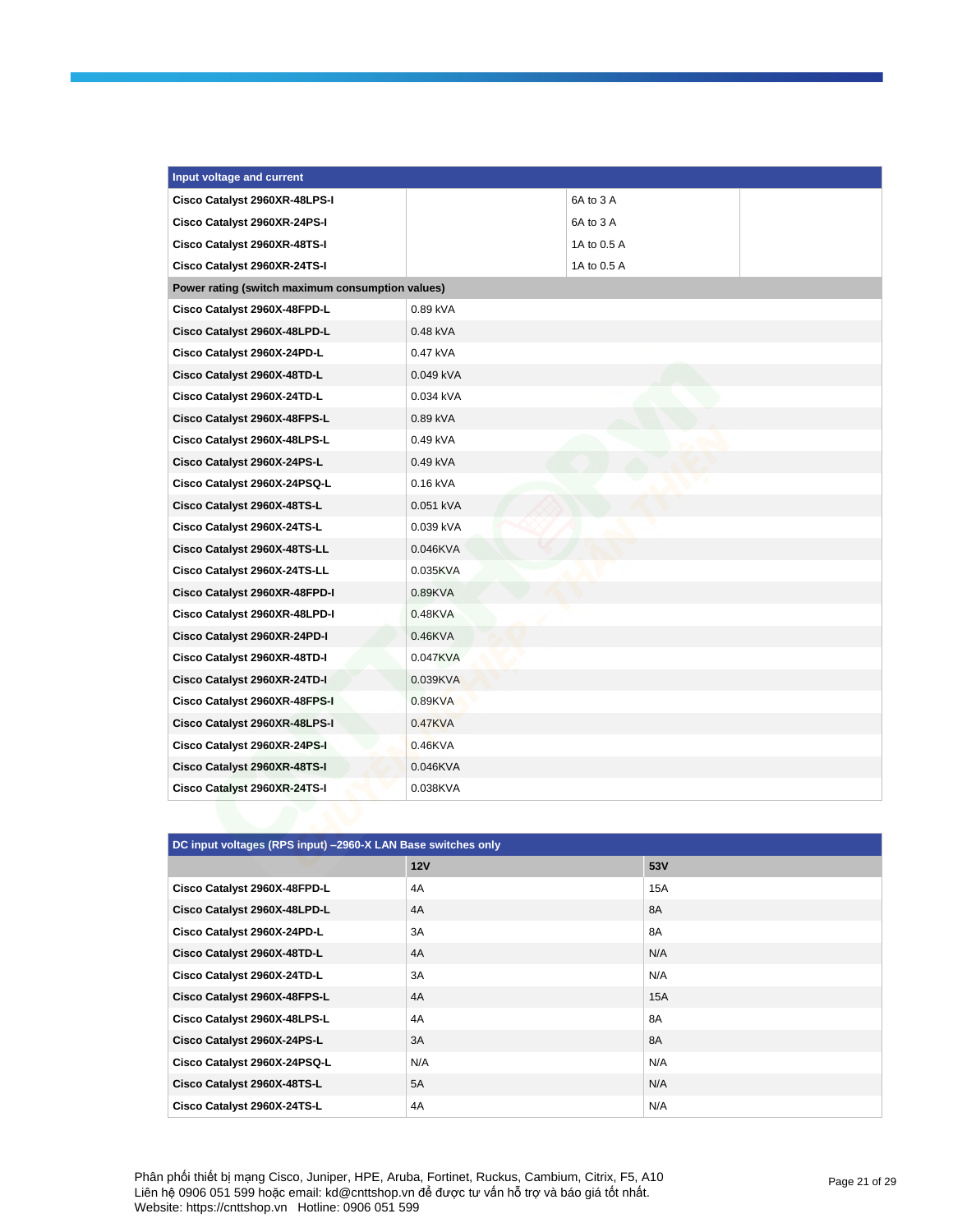| Input voltage and current | | | |
|---|---|---|---|
| **Cisco Catalyst 2960XR-48LPS-I** | | 6A to 3 A | |
| **Cisco Catalyst 2960XR-24PS-I** | | 6A to 3 A | |
| **Cisco Catalyst 2960XR-48TS-I** | | 1A to 0.5 A | |
| **Cisco Catalyst 2960XR-24TS-I** | | 1A to 0.5 A | |
| **Power rating (switch maximum consumption values)** | | | |
| **Cisco Catalyst 2960X-48FPD-L** | 0.89 kVA | | |
| **Cisco Catalyst 2960X-48LPD-L** | 0.48 kVA | | |
| **Cisco Catalyst 2960X-24PD-L** | 0.47 kVA | | |
| **Cisco Catalyst 2960X-48TD-L** | 0.049 kVA | | |
| **Cisco Catalyst 2960X-24TD-L** | 0.034 kVA | | |
| **Cisco Catalyst 2960X-48FPS-L** | 0.89 kVA | | |
| **Cisco Catalyst 2960X-48LPS-L** | 0.49 kVA | | |
| **Cisco Catalyst 2960X-24PS-L** | 0.49 kVA | | |
| **Cisco Catalyst 2960X-24PSQ-L** | 0.16 kVA | | |
| **Cisco Catalyst 2960X-48TS-L** | 0.051 kVA | | |
| **Cisco Catalyst 2960X-24TS-L** | 0.039 kVA | | |
| **Cisco Catalyst 2960X-48TS-LL** | 0.046KVA | | |
| **Cisco Catalyst 2960X-24TS-LL** | 0.035KVA | | |
| **Cisco Catalyst 2960XR-48FPD-I** | 0.89KVA | | |
| **Cisco Catalyst 2960XR-48LPD-I** | 0.48KVA | | |
| **Cisco Catalyst 2960XR-24PD-I** | 0.46KVA | | |
| **Cisco Catalyst 2960XR-48TD-I** | 0.047KVA | | |
| **Cisco Catalyst 2960XR-24TD-I** | 0.039KVA | | |
| **Cisco Catalyst 2960XR-48FPS-I** | 0.89KVA | | |
| **Cisco Catalyst 2960XR-48LPS-I** | 0.47KVA | | |
| **Cisco Catalyst 2960XR-24PS-I** | 0.46KVA | | |
| **Cisco Catalyst 2960XR-48TS-I** | 0.046KVA | | |
| **Cisco Catalyst 2960XR-24TS-I** | 0.038KVA | | |

| DC input voltages (RPS input) –2960-X LAN Base switches only | | |
|---|---|---|
| | **12V** | **53V** |
| **Cisco Catalyst 2960X-48FPD-L** | 4A | 15A |
| **Cisco Catalyst 2960X-48LPD-L** | 4A | 8A |
| **Cisco Catalyst 2960X-24PD-L** | 3A | 8A |
| **Cisco Catalyst 2960X-48TD-L** | 4A | N/A |
| **Cisco Catalyst 2960X-24TD-L** | 3A | N/A |
| **Cisco Catalyst 2960X-48FPS-L** | 4A | 15A |
| **Cisco Catalyst 2960X-48LPS-L** | 4A | 8A |
| **Cisco Catalyst 2960X-24PS-L** | 3A | 8A |
| **Cisco Catalyst 2960X-24PSQ-L** | N/A | N/A |
| **Cisco Catalyst 2960X-48TS-L** | 5A | N/A |
| **Cisco Catalyst 2960X-24TS-L** | 4A | N/A |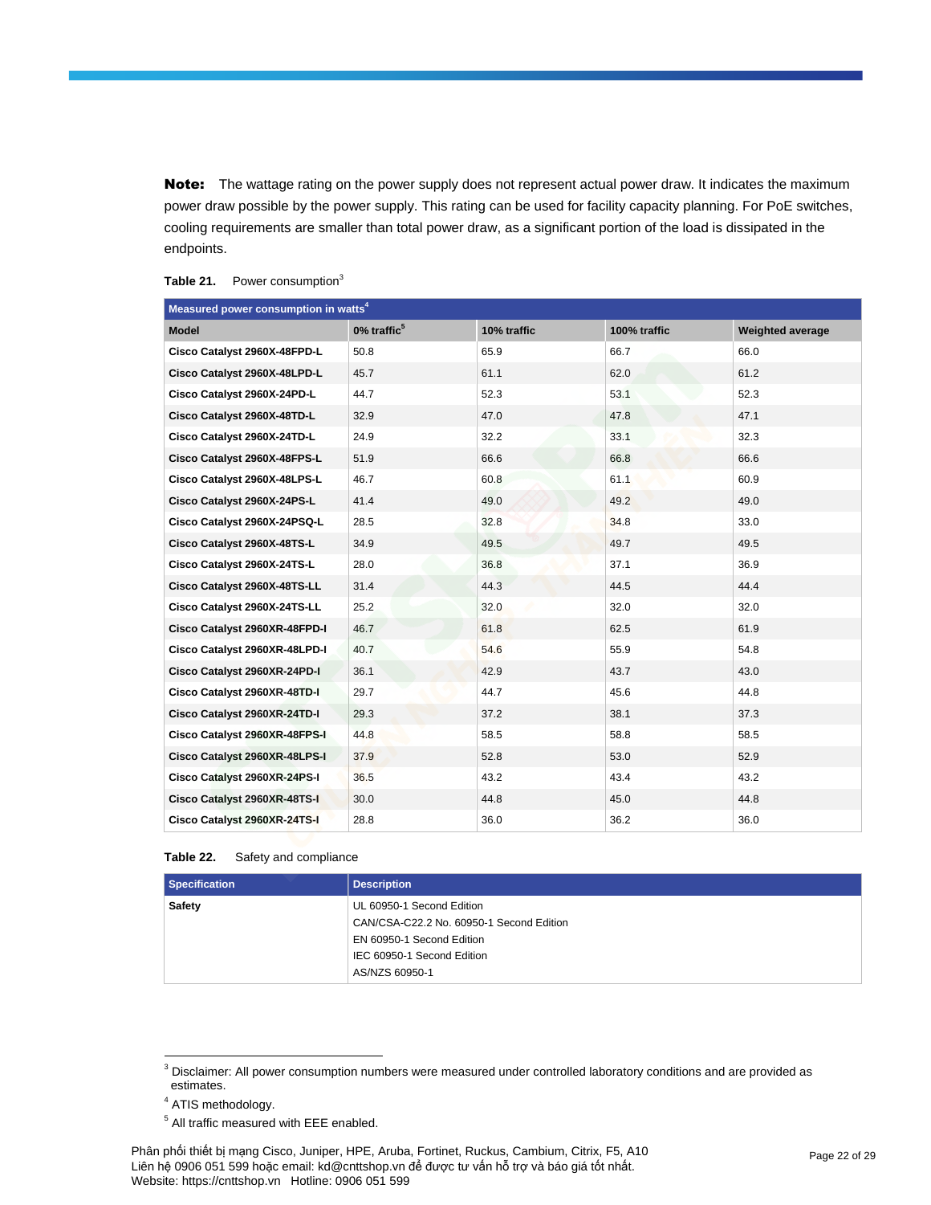**Note:** The wattage rating on the power supply does not represent actual power draw. It indicates the maximum power draw possible by the power supply. This rating can be used for facility capacity planning. For PoE switches, cooling requirements are smaller than total power draw, as a significant portion of the load is dissipated in the endpoints.

**Table 21.** Power consumption[3]

| Measured power consumption in watts[4] | | | | |
|---|---|---|---|---|
| **Model** | **0% traffic[5]** | **10% traffic** | **100% traffic** | **Weighted average** |
| **Cisco Catalyst 2960X-48FPD-L** | 50.8 | 65.9 | 66.7 | 66.0 |
| **Cisco Catalyst 2960X-48LPD-L** | 45.7 | 61.1 | 62.0 | 61.2 |
| **Cisco Catalyst 2960X-24PD-L** | 44.7 | 52.3 | 53.1 | 52.3 |
| **Cisco Catalyst 2960X-48TD-L** | 32.9 | 47.0 | 47.8 | 47.1 |
| **Cisco Catalyst 2960X-24TD-L** | 24.9 | 32.2 | 33.1 | 32.3 |
| **Cisco Catalyst 2960X-48FPS-L** | 51.9 | 66.6 | 66.8 | 66.6 |
| **Cisco Catalyst 2960X-48LPS-L** | 46.7 | 60.8 | 61.1 | 60.9 |
| **Cisco Catalyst 2960X-24PS-L** | 41.4 | 49.0 | 49.2 | 49.0 |
| **Cisco Catalyst 2960X-24PSQ-L** | 28.5 | 32.8 | 34.8 | 33.0 |
| **Cisco Catalyst 2960X-48TS-L** | 34.9 | 49.5 | 49.7 | 49.5 |
| **Cisco Catalyst 2960X-24TS-L** | 28.0 | 36.8 | 37.1 | 36.9 |
| **Cisco Catalyst 2960X-48TS-LL** | 31.4 | 44.3 | 44.5 | 44.4 |
| **Cisco Catalyst 2960X-24TS-LL** | 25.2 | 32.0 | 32.0 | 32.0 |
| **Cisco Catalyst 2960XR-48FPD-I** | 46.7 | 61.8 | 62.5 | 61.9 |
| **Cisco Catalyst 2960XR-48LPD-I** | 40.7 | 54.6 | 55.9 | 54.8 |
| **Cisco Catalyst 2960XR-24PD-I** | 36.1 | 42.9 | 43.7 | 43.0 |
| **Cisco Catalyst 2960XR-48TD-I** | 29.7 | 44.7 | 45.6 | 44.8 |
| **Cisco Catalyst 2960XR-24TD-I** | 29.3 | 37.2 | 38.1 | 37.3 |
| **Cisco Catalyst 2960XR-48FPS-I** | 44.8 | 58.5 | 58.8 | 58.5 |
| **Cisco Catalyst 2960XR-48LPS-I** | 37.9 | 52.8 | 53.0 | 52.9 |
| **Cisco Catalyst 2960XR-24PS-I** | 36.5 | 43.2 | 43.4 | 43.2 |
| **Cisco Catalyst 2960XR-48TS-I** | 30.0 | 44.8 | 45.0 | 44.8 |
| **Cisco Catalyst 2960XR-24TS-I** | 28.8 | 36.0 | 36.2 | 36.0 |

**Table 22.** Safety and compliance

| Specification | Description |
|---|---|
| **Safety** | UL 60950-1 Second Edition<br>CAN/CSA-C22.2 No. 60950-1 Second Edition<br>EN 60950-1 Second Edition<br>IEC 60950-1 Second Edition<br>AS/NZS 60950-1 |

[3] Disclaimer: All power consumption numbers were measured under controlled laboratory conditions and are provided as estimates.

[4] ATIS methodology.

[5] All traffic measured with EEE enabled.

Phân phối thiết bị mạng Cisco, Juniper, HPE, Aruba, Fortinet, Ruckus, Cambium, Citrix, F5, A10
Liên hệ 0906 051 599 hoặc email: kd@cnttshop.vn để được tư vấn hỗ trợ và báo giá tốt nhất.
Website: https://cnttshop.vn Hotline: 0906 051 599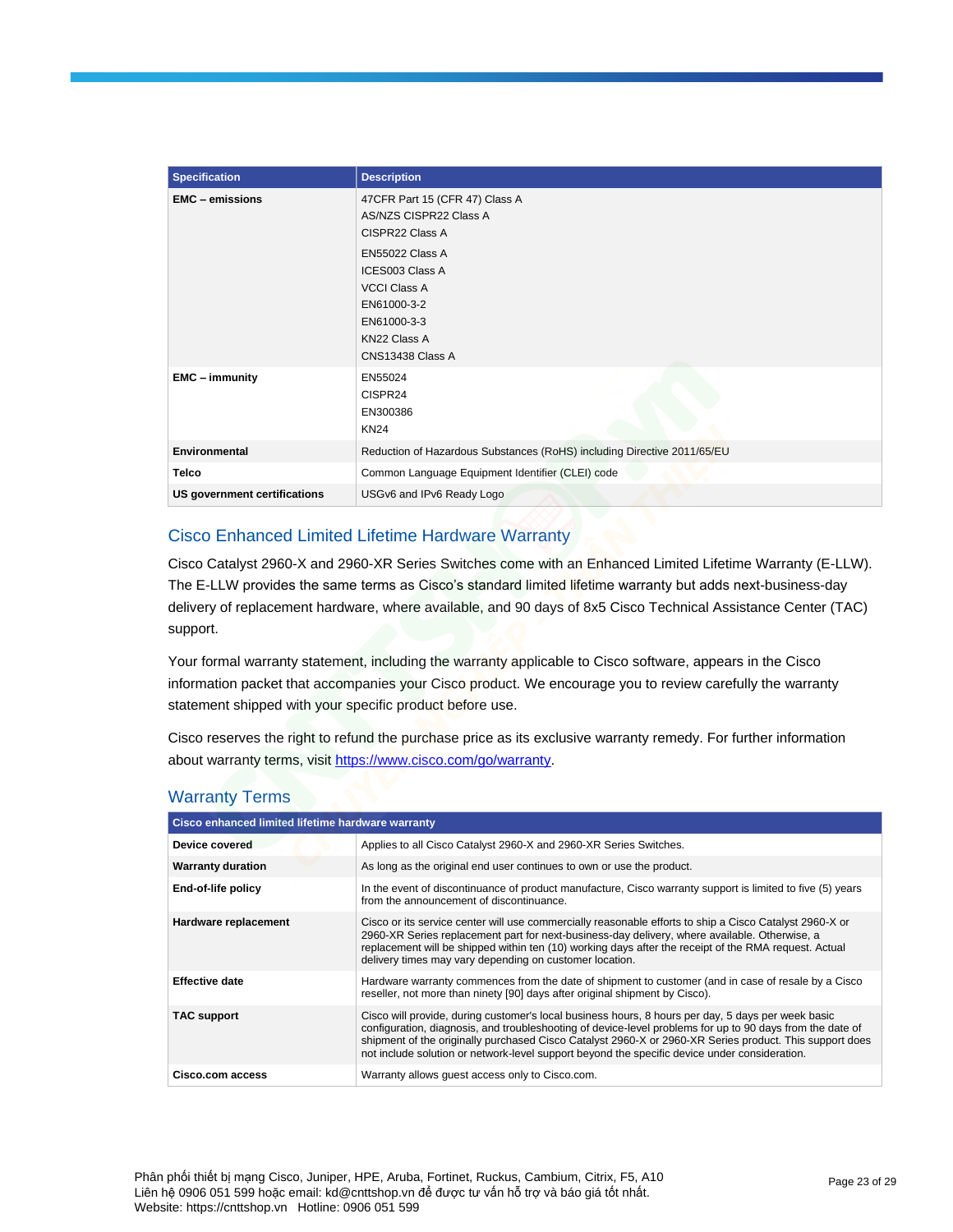| Specification | Description |
| --- | --- |
| **EMC – emissions** | 47CFR Part 15 (CFR 47) Class A<br>AS/NZS CISPR22 Class A<br>CISPR22 Class A<br>EN55022 Class A<br>ICES003 Class A<br>VCCI Class A<br>EN61000-3-2<br>EN61000-3-3<br>KN22 Class A<br>CNS13438 Class A |
| **EMC – immunity** | EN55024<br>CISPR24<br>EN300386<br>KN24 |
| **Environmental** | Reduction of Hazardous Substances (RoHS) including Directive 2011/65/EU |
| **Telco** | Common Language Equipment Identifier (CLEI) code |
| **US government certifications** | USGv6 and IPv6 Ready Logo |

## Cisco Enhanced Limited Lifetime Hardware Warranty

Cisco Catalyst 2960-X and 2960-XR Series Switches come with an Enhanced Limited Lifetime Warranty (E-LLW). The E-LLW provides the same terms as Cisco's standard limited lifetime warranty but adds next-business-day delivery of replacement hardware, where available, and 90 days of 8x5 Cisco Technical Assistance Center (TAC) support.

Your formal warranty statement, including the warranty applicable to Cisco software, appears in the Cisco information packet that accompanies your Cisco product. We encourage you to review carefully the warranty statement shipped with your specific product before use.

Cisco reserves the right to refund the purchase price as its exclusive warranty remedy. For further information about warranty terms, visit https://www.cisco.com/go/warranty.

## Warranty Terms

| Cisco enhanced limited lifetime hardware warranty | |
| --- | --- |
| **Device covered** | Applies to all Cisco Catalyst 2960-X and 2960-XR Series Switches. |
| **Warranty duration** | As long as the original end user continues to own or use the product. |
| **End-of-life policy** | In the event of discontinuance of product manufacture, Cisco warranty support is limited to five (5) years from the announcement of discontinuance. |
| **Hardware replacement** | Cisco or its service center will use commercially reasonable efforts to ship a Cisco Catalyst 2960-X or 2960-XR Series replacement part for next-business-day delivery, where available. Otherwise, a replacement will be shipped within ten (10) working days after the receipt of the RMA request. Actual delivery times may vary depending on customer location. |
| **Effective date** | Hardware warranty commences from the date of shipment to customer (and in case of resale by a Cisco reseller, not more than ninety [90] days after original shipment by Cisco). |
| **TAC support** | Cisco will provide, during customer's local business hours, 8 hours per day, 5 days per week basic configuration, diagnosis, and troubleshooting of device-level problems for up to 90 days from the date of shipment of the originally purchased Cisco Catalyst 2960-X or 2960-XR Series product. This support does not include solution or network-level support beyond the specific device under consideration. |
| **Cisco.com access** | Warranty allows guest access only to Cisco.com. |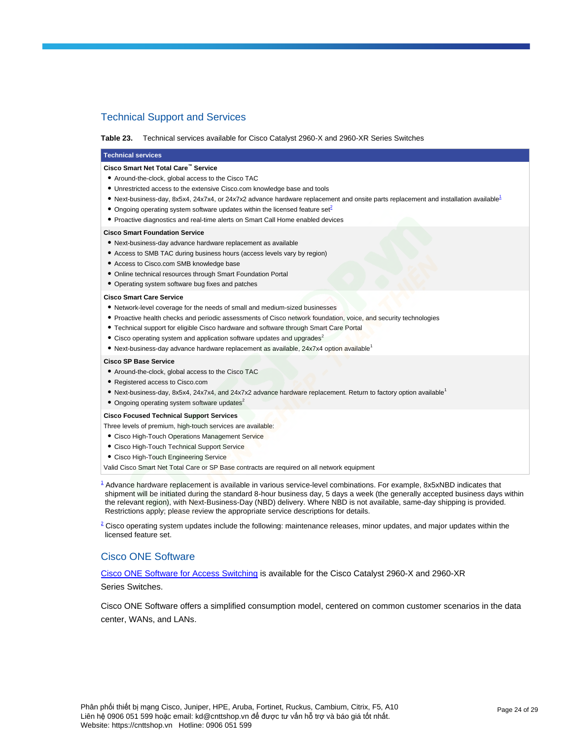## Technical Support and Services

**Table 23.** Technical services available for Cisco Catalyst 2960-X and 2960-XR Series Switches

| Technical services |
| --- |
| **Cisco Smart Net Total Care™ Service**<br>• Around-the-clock, global access to the Cisco TAC<br>• Unrestricted access to the extensive Cisco.com knowledge base and tools<br>• Next-business-day, 8x5x4, 24x7x4, or 24x7x2 advance hardware replacement and onsite parts replacement and installation available[1]<br>• Ongoing operating system software updates within the licensed feature set[2]<br>• Proactive diagnostics and real-time alerts on Smart Call Home enabled devices |
| **Cisco Smart Foundation Service**<br>• Next-business-day advance hardware replacement as available<br>• Access to SMB TAC during business hours (access levels vary by region)<br>• Access to Cisco.com SMB knowledge base<br>• Online technical resources through Smart Foundation Portal<br>• Operating system software bug fixes and patches |
| **Cisco Smart Care Service**<br>• Network-level coverage for the needs of small and medium-sized businesses<br>• Proactive health checks and periodic assessments of Cisco network foundation, voice, and security technologies<br>• Technical support for eligible Cisco hardware and software through Smart Care Portal<br>• Cisco operating system and application software updates and upgrades[2]<br>• Next-business-day advance hardware replacement as available, 24x7x4 option available[1] |
| **Cisco SP Base Service**<br>• Around-the-clock, global access to the Cisco TAC<br>• Registered access to Cisco.com<br>• Next-business-day, 8x5x4, 24x7x4, and 24x7x2 advance hardware replacement. Return to factory option available[1]<br>• Ongoing operating system software updates[2] |
| **Cisco Focused Technical Support Services**<br>Three levels of premium, high-touch services are available:<br>• Cisco High-Touch Operations Management Service<br>• Cisco High-Touch Technical Support Service<br>• Cisco High-Touch Engineering Service<br>Valid Cisco Smart Net Total Care or SP Base contracts are required on all network equipment |

[1] Advance hardware replacement is available in various service-level combinations. For example, 8x5xNBD indicates that shipment will be initiated during the standard 8-hour business day, 5 days a week (the generally accepted business days within the relevant region), with Next-Business-Day (NBD) delivery. Where NBD is not available, same-day shipping is provided. Restrictions apply; please review the appropriate service descriptions for details.

[2] Cisco operating system updates include the following: maintenance releases, minor updates, and major updates within the licensed feature set.

## Cisco ONE Software

Cisco ONE Software for Access Switching is available for the Cisco Catalyst 2960-X and 2960-XR Series Switches.

Cisco ONE Software offers a simplified consumption model, centered on common customer scenarios in the data center, WANs, and LANs.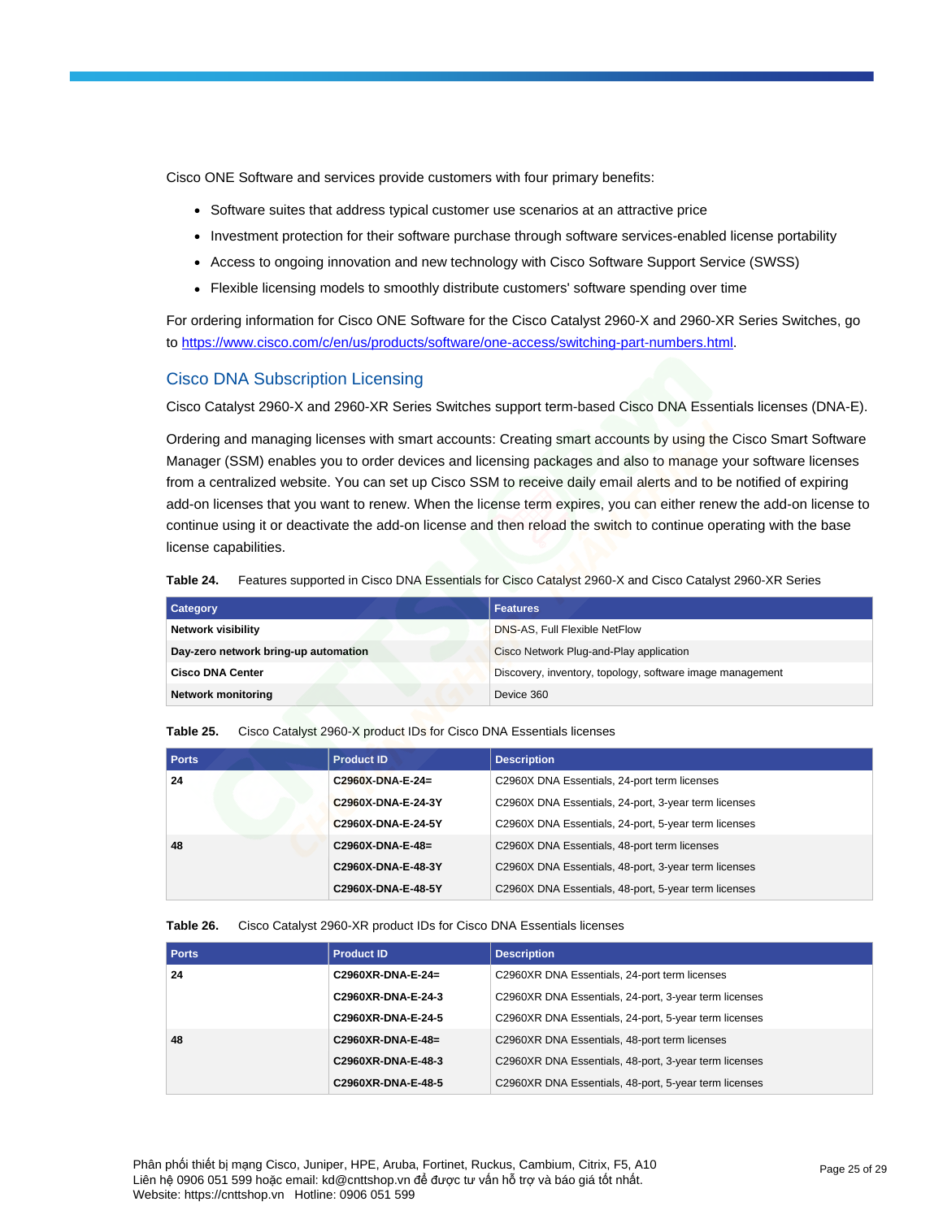Cisco ONE Software and services provide customers with four primary benefits:

- Software suites that address typical customer use scenarios at an attractive price
- Investment protection for their software purchase through software services-enabled license portability
- Access to ongoing innovation and new technology with Cisco Software Support Service (SWSS)
- Flexible licensing models to smoothly distribute customers' software spending over time

For ordering information for Cisco ONE Software for the Cisco Catalyst 2960-X and 2960-XR Series Switches, go to [https://www.cisco.com/c/en/us/products/software/one-access/switching-part-numbers.html](https://www.cisco.com/c/en/us/products/software/one-access/switching-part-numbers.html).

## Cisco DNA Subscription Licensing

Cisco Catalyst 2960-X and 2960-XR Series Switches support term-based Cisco DNA Essentials licenses (DNA-E).

Ordering and managing licenses with smart accounts: Creating smart accounts by using the Cisco Smart Software Manager (SSM) enables you to order devices and licensing packages and also to manage your software licenses from a centralized website. You can set up Cisco SSM to receive daily email alerts and to be notified of expiring add-on licenses that you want to renew. When the license term expires, you can either renew the add-on license to continue using it or deactivate the add-on license and then reload the switch to continue operating with the base license capabilities.

**Table 24.** Features supported in Cisco DNA Essentials for Cisco Catalyst 2960-X and Cisco Catalyst 2960-XR Series

| Category | Features |
| --- | --- |
| **Network visibility** | DNS-AS, Full Flexible NetFlow |
| **Day-zero network bring-up automation** | Cisco Network Plug-and-Play application |
| **Cisco DNA Center** | Discovery, inventory, topology, software image management |
| **Network monitoring** | Device 360 |

**Table 25.** Cisco Catalyst 2960-X product IDs for Cisco DNA Essentials licenses

| Ports | Product ID | Description |
| --- | --- | --- |
| **24** | **C2960X-DNA-E-24=** | C2960X DNA Essentials, 24-port term licenses |
| | **C2960X-DNA-E-24-3Y** | C2960X DNA Essentials, 24-port, 3-year term licenses |
| | **C2960X-DNA-E-24-5Y** | C2960X DNA Essentials, 24-port, 5-year term licenses |
| **48** | **C2960X-DNA-E-48=** | C2960X DNA Essentials, 48-port term licenses |
| | **C2960X-DNA-E-48-3Y** | C2960X DNA Essentials, 48-port, 3-year term licenses |
| | **C2960X-DNA-E-48-5Y** | C2960X DNA Essentials, 48-port, 5-year term licenses |

**Table 26.** Cisco Catalyst 2960-XR product IDs for Cisco DNA Essentials licenses

| Ports | Product ID | Description |
| --- | --- | --- |
| **24** | **C2960XR-DNA-E-24=** | C2960XR DNA Essentials, 24-port term licenses |
| | **C2960XR-DNA-E-24-3** | C2960XR DNA Essentials, 24-port, 3-year term licenses |
| | **C2960XR-DNA-E-24-5** | C2960XR DNA Essentials, 24-port, 5-year term licenses |
| **48** | **C2960XR-DNA-E-48=** | C2960XR DNA Essentials, 48-port term licenses |
| | **C2960XR-DNA-E-48-3** | C2960XR DNA Essentials, 48-port, 3-year term licenses |
| | **C2960XR-DNA-E-48-5** | C2960XR DNA Essentials, 48-port, 5-year term licenses |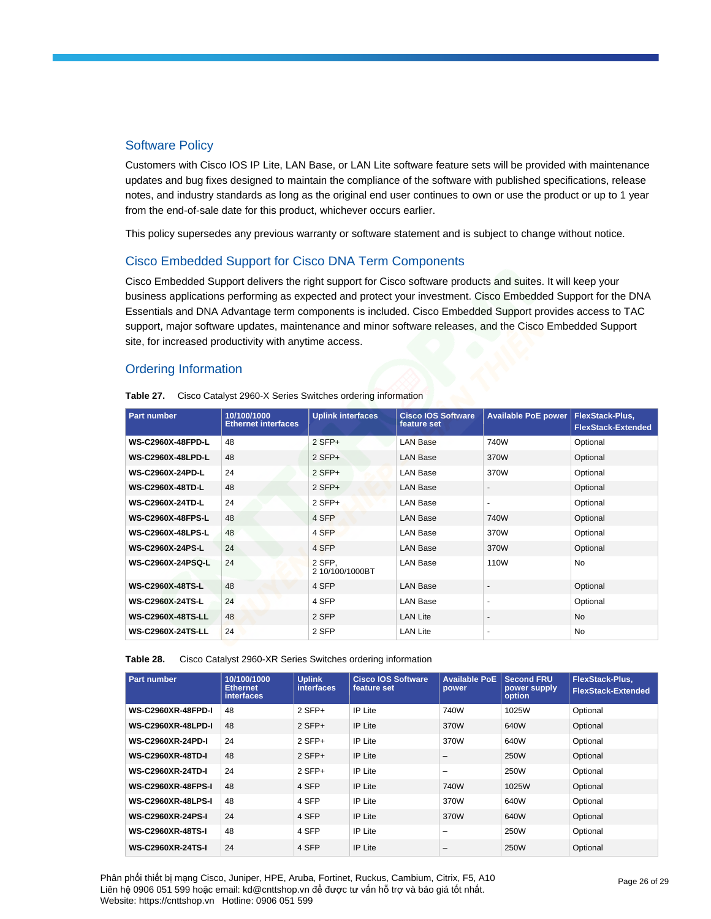## Software Policy

Customers with Cisco IOS IP Lite, LAN Base, or LAN Lite software feature sets will be provided with maintenance updates and bug fixes designed to maintain the compliance of the software with published specifications, release notes, and industry standards as long as the original end user continues to own or use the product or up to 1 year from the end-of-sale date for this product, whichever occurs earlier.

This policy supersedes any previous warranty or software statement and is subject to change without notice.

## Cisco Embedded Support for Cisco DNA Term Components

Cisco Embedded Support delivers the right support for Cisco software products and suites. It will keep your business applications performing as expected and protect your investment. Cisco Embedded Support for the DNA Essentials and DNA Advantage term components is included. Cisco Embedded Support provides access to TAC support, major software updates, maintenance and minor software releases, and the Cisco Embedded Support site, for increased productivity with anytime access.

## Ordering Information

**Table 27.** Cisco Catalyst 2960-X Series Switches ordering information

| Part number | 10/100/1000 Ethernet interfaces | Uplink interfaces | Cisco IOS Software feature set | Available PoE power | FlexStack-Plus, FlexStack-Extended |
|---|---|---|---|---|---|
| **WS-C2960X-48FPD-L** | 48 | 2 SFP+ | LAN Base | 740W | Optional |
| **WS-C2960X-48LPD-L** | 48 | 2 SFP+ | LAN Base | 370W | Optional |
| **WS-C2960X-24PD-L** | 24 | 2 SFP+ | LAN Base | 370W | Optional |
| **WS-C2960X-48TD-L** | 48 | 2 SFP+ | LAN Base | - | Optional |
| **WS-C2960X-24TD-L** | 24 | 2 SFP+ | LAN Base | - | Optional |
| **WS-C2960X-48FPS-L** | 48 | 4 SFP | LAN Base | 740W | Optional |
| **WS-C2960X-48LPS-L** | 48 | 4 SFP | LAN Base | 370W | Optional |
| **WS-C2960X-24PS-L** | 24 | 4 SFP | LAN Base | 370W | Optional |
| **WS-C2960X-24PSQ-L** | 24 | 2 SFP, 2 10/100/1000BT | LAN Base | 110W | No |
| **WS-C2960X-48TS-L** | 48 | 4 SFP | LAN Base | - | Optional |
| **WS-C2960X-24TS-L** | 24 | 4 SFP | LAN Base | - | Optional |
| **WS-C2960X-48TS-LL** | 48 | 2 SFP | LAN Lite | - | No |
| **WS-C2960X-24TS-LL** | 24 | 2 SFP | LAN Lite | - | No |

**Table 28.** Cisco Catalyst 2960-XR Series Switches ordering information

| Part number | 10/100/1000 Ethernet interfaces | Uplink interfaces | Cisco IOS Software feature set | Available PoE power | Second FRU power supply option | FlexStack-Plus, FlexStack-Extended |
|---|---|---|---|---|---|---|
| **WS-C2960XR-48FPD-I** | 48 | 2 SFP+ | IP Lite | 740W | 1025W | Optional |
| **WS-C2960XR-48LPD-I** | 48 | 2 SFP+ | IP Lite | 370W | 640W | Optional |
| **WS-C2960XR-24PD-I** | 24 | 2 SFP+ | IP Lite | 370W | 640W | Optional |
| **WS-C2960XR-48TD-I** | 48 | 2 SFP+ | IP Lite | – | 250W | Optional |
| **WS-C2960XR-24TD-I** | 24 | 2 SFP+ | IP Lite | – | 250W | Optional |
| **WS-C2960XR-48FPS-I** | 48 | 4 SFP | IP Lite | 740W | 1025W | Optional |
| **WS-C2960XR-48LPS-I** | 48 | 4 SFP | IP Lite | 370W | 640W | Optional |
| **WS-C2960XR-24PS-I** | 24 | 4 SFP | IP Lite | 370W | 640W | Optional |
| **WS-C2960XR-48TS-I** | 48 | 4 SFP | IP Lite | – | 250W | Optional |
| **WS-C2960XR-24TS-I** | 24 | 4 SFP | IP Lite | – | 250W | Optional |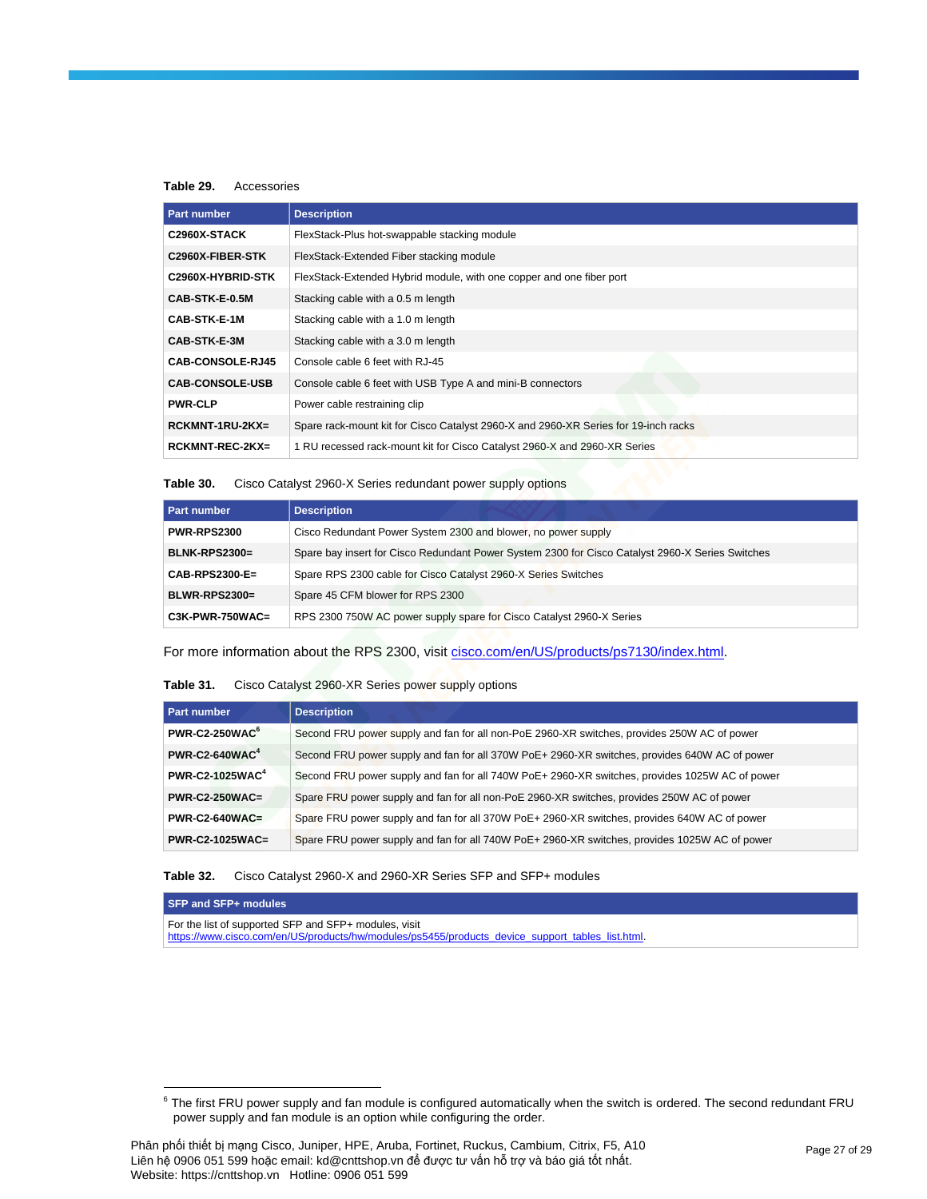**Table 29.** Accessories

| Part number | Description |
| --- | --- |
| **C2960X-STACK** | FlexStack-Plus hot-swappable stacking module |
| **C2960X-FIBER-STK** | FlexStack-Extended Fiber stacking module |
| **C2960X-HYBRID-STK** | FlexStack-Extended Hybrid module, with one copper and one fiber port |
| **CAB-STK-E-0.5M** | Stacking cable with a 0.5 m length |
| **CAB-STK-E-1M** | Stacking cable with a 1.0 m length |
| **CAB-STK-E-3M** | Stacking cable with a 3.0 m length |
| **CAB-CONSOLE-RJ45** | Console cable 6 feet with RJ-45 |
| **CAB-CONSOLE-USB** | Console cable 6 feet with USB Type A and mini-B connectors |
| **PWR-CLP** | Power cable restraining clip |
| **RCKMNT-1RU-2KX=** | Spare rack-mount kit for Cisco Catalyst 2960-X and 2960-XR Series for 19-inch racks |
| **RCKMNT-REC-2KX=** | 1 RU recessed rack-mount kit for Cisco Catalyst 2960-X and 2960-XR Series |

**Table 30.** Cisco Catalyst 2960-X Series redundant power supply options

| Part number | Description |
| --- | --- |
| **PWR-RPS2300** | Cisco Redundant Power System 2300 and blower, no power supply |
| **BLNK-RPS2300=** | Spare bay insert for Cisco Redundant Power System 2300 for Cisco Catalyst 2960-X Series Switches |
| **CAB-RPS2300-E=** | Spare RPS 2300 cable for Cisco Catalyst 2960-X Series Switches |
| **BLWR-RPS2300=** | Spare 45 CFM blower for RPS 2300 |
| **C3K-PWR-750WAC=** | RPS 2300 750W AC power supply spare for Cisco Catalyst 2960-X Series |

For more information about the RPS 2300, visit cisco.com/en/US/products/ps7130/index.html.

**Table 31.** Cisco Catalyst 2960-XR Series power supply options

| Part number | Description |
| --- | --- |
| **PWR-C2-250WAC**[6] | Second FRU power supply and fan for all non-PoE 2960-XR switches, provides 250W AC of power |
| **PWR-C2-640WAC**[4] | Second FRU power supply and fan for all 370W PoE+ 2960-XR switches, provides 640W AC of power |
| **PWR-C2-1025WAC**[4] | Second FRU power supply and fan for all 740W PoE+ 2960-XR switches, provides 1025W AC of power |
| **PWR-C2-250WAC=** | Spare FRU power supply and fan for all non-PoE 2960-XR switches, provides 250W AC of power |
| **PWR-C2-640WAC=** | Spare FRU power supply and fan for all 370W PoE+ 2960-XR switches, provides 640W AC of power |
| **PWR-C2-1025WAC=** | Spare FRU power supply and fan for all 740W PoE+ 2960-XR switches, provides 1025W AC of power |

**Table 32.** Cisco Catalyst 2960-X and 2960-XR Series SFP and SFP+ modules

| SFP and SFP+ modules |
| --- |
| For the list of supported SFP and SFP+ modules, visit https://www.cisco.com/en/US/products/hw/modules/ps5455/products_device_support_tables_list.html. |

[6] The first FRU power supply and fan module is configured automatically when the switch is ordered. The second redundant FRU power supply and fan module is an option while configuring the order.

Phân phối thiết bị mạng Cisco, Juniper, HPE, Aruba, Fortinet, Ruckus, Cambium, Citrix, F5, A10
Liên hệ 0906 051 599 hoặc email: kd@cnttshop.vn để được tư vấn hỗ trợ và báo giá tốt nhất.
Website: https://cnttshop.vn Hotline: 0906 051 599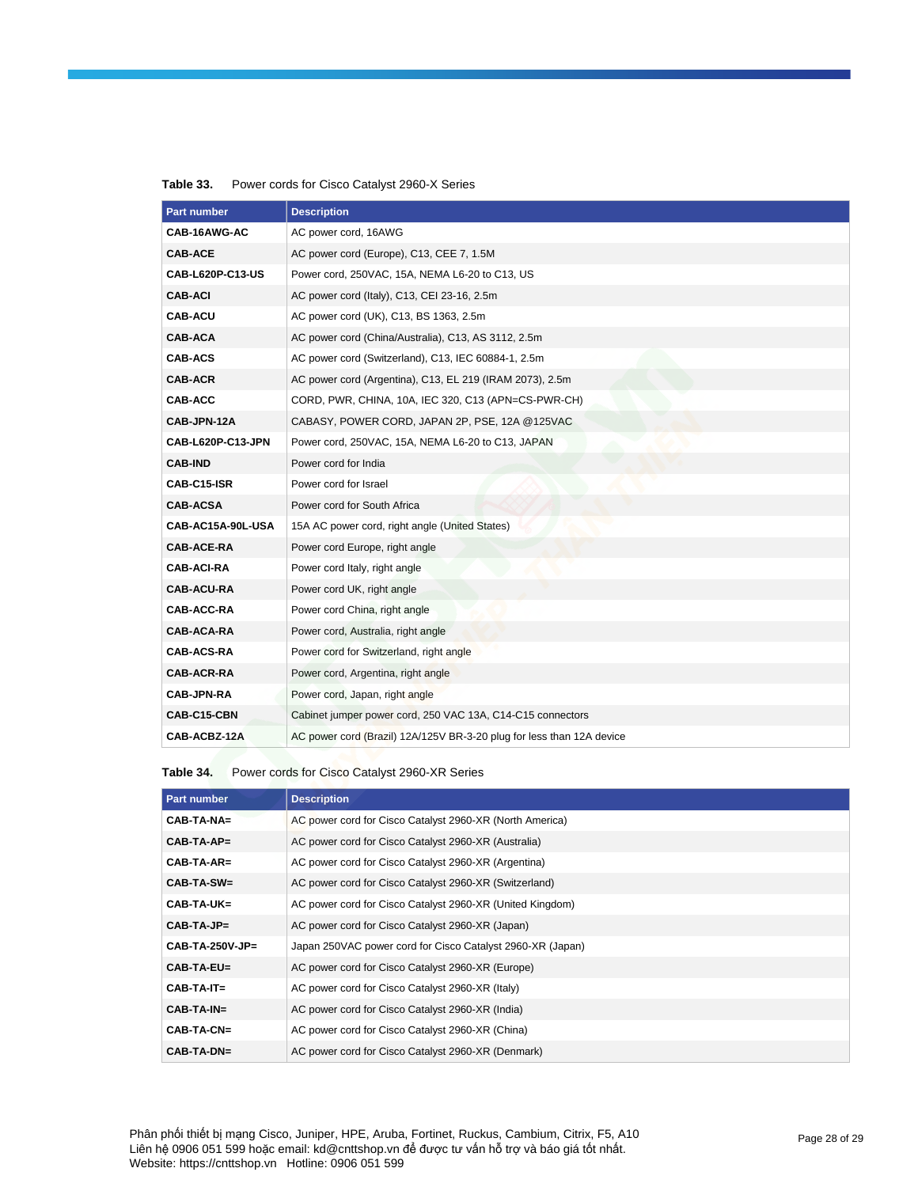**Table 33.** Power cords for Cisco Catalyst 2960-X Series

| Part number | Description |
| --- | --- |
| **CAB-16AWG-AC** | AC power cord, 16AWG |
| **CAB-ACE** | AC power cord (Europe), C13, CEE 7, 1.5M |
| **CAB-L620P-C13-US** | Power cord, 250VAC, 15A, NEMA L6-20 to C13, US |
| **CAB-ACI** | AC power cord (Italy), C13, CEI 23-16, 2.5m |
| **CAB-ACU** | AC power cord (UK), C13, BS 1363, 2.5m |
| **CAB-ACA** | AC power cord (China/Australia), C13, AS 3112, 2.5m |
| **CAB-ACS** | AC power cord (Switzerland), C13, IEC 60884-1, 2.5m |
| **CAB-ACR** | AC power cord (Argentina), C13, EL 219 (IRAM 2073), 2.5m |
| **CAB-ACC** | CORD, PWR, CHINA, 10A, IEC 320, C13 (APN=CS-PWR-CH) |
| **CAB-JPN-12A** | CABASY, POWER CORD, JAPAN 2P, PSE, 12A @125VAC |
| **CAB-L620P-C13-JPN** | Power cord, 250VAC, 15A, NEMA L6-20 to C13, JAPAN |
| **CAB-IND** | Power cord for India |
| **CAB-C15-ISR** | Power cord for Israel |
| **CAB-ACSA** | Power cord for South Africa |
| **CAB-AC15A-90L-USA** | 15A AC power cord, right angle (United States) |
| **CAB-ACE-RA** | Power cord Europe, right angle |
| **CAB-ACI-RA** | Power cord Italy, right angle |
| **CAB-ACU-RA** | Power cord UK, right angle |
| **CAB-ACC-RA** | Power cord China, right angle |
| **CAB-ACA-RA** | Power cord, Australia, right angle |
| **CAB-ACS-RA** | Power cord for Switzerland, right angle |
| **CAB-ACR-RA** | Power cord, Argentina, right angle |
| **CAB-JPN-RA** | Power cord, Japan, right angle |
| **CAB-C15-CBN** | Cabinet jumper power cord, 250 VAC 13A, C14-C15 connectors |
| **CAB-ACBZ-12A** | AC power cord (Brazil) 12A/125V BR-3-20 plug for less than 12A device |

**Table 34.** Power cords for Cisco Catalyst 2960-XR Series

| Part number | Description |
| --- | --- |
| **CAB-TA-NA=** | AC power cord for Cisco Catalyst 2960-XR (North America) |
| **CAB-TA-AP=** | AC power cord for Cisco Catalyst 2960-XR (Australia) |
| **CAB-TA-AR=** | AC power cord for Cisco Catalyst 2960-XR (Argentina) |
| **CAB-TA-SW=** | AC power cord for Cisco Catalyst 2960-XR (Switzerland) |
| **CAB-TA-UK=** | AC power cord for Cisco Catalyst 2960-XR (United Kingdom) |
| **CAB-TA-JP=** | AC power cord for Cisco Catalyst 2960-XR (Japan) |
| **CAB-TA-250V-JP=** | Japan 250VAC power cord for Cisco Catalyst 2960-XR (Japan) |
| **CAB-TA-EU=** | AC power cord for Cisco Catalyst 2960-XR (Europe) |
| **CAB-TA-IT=** | AC power cord for Cisco Catalyst 2960-XR (Italy) |
| **CAB-TA-IN=** | AC power cord for Cisco Catalyst 2960-XR (India) |
| **CAB-TA-CN=** | AC power cord for Cisco Catalyst 2960-XR (China) |
| **CAB-TA-DN=** | AC power cord for Cisco Catalyst 2960-XR (Denmark) |

Phân phối thiết bị mạng Cisco, Juniper, HPE, Aruba, Fortinet, Ruckus, Cambium, Citrix, F5, A10
Liên hệ 0906 051 599 hoặc email: kd@cnttshop.vn để được tư vấn hỗ trợ và báo giá tốt nhất.
Website: https://cnttshop.vn Hotline: 0906 051 599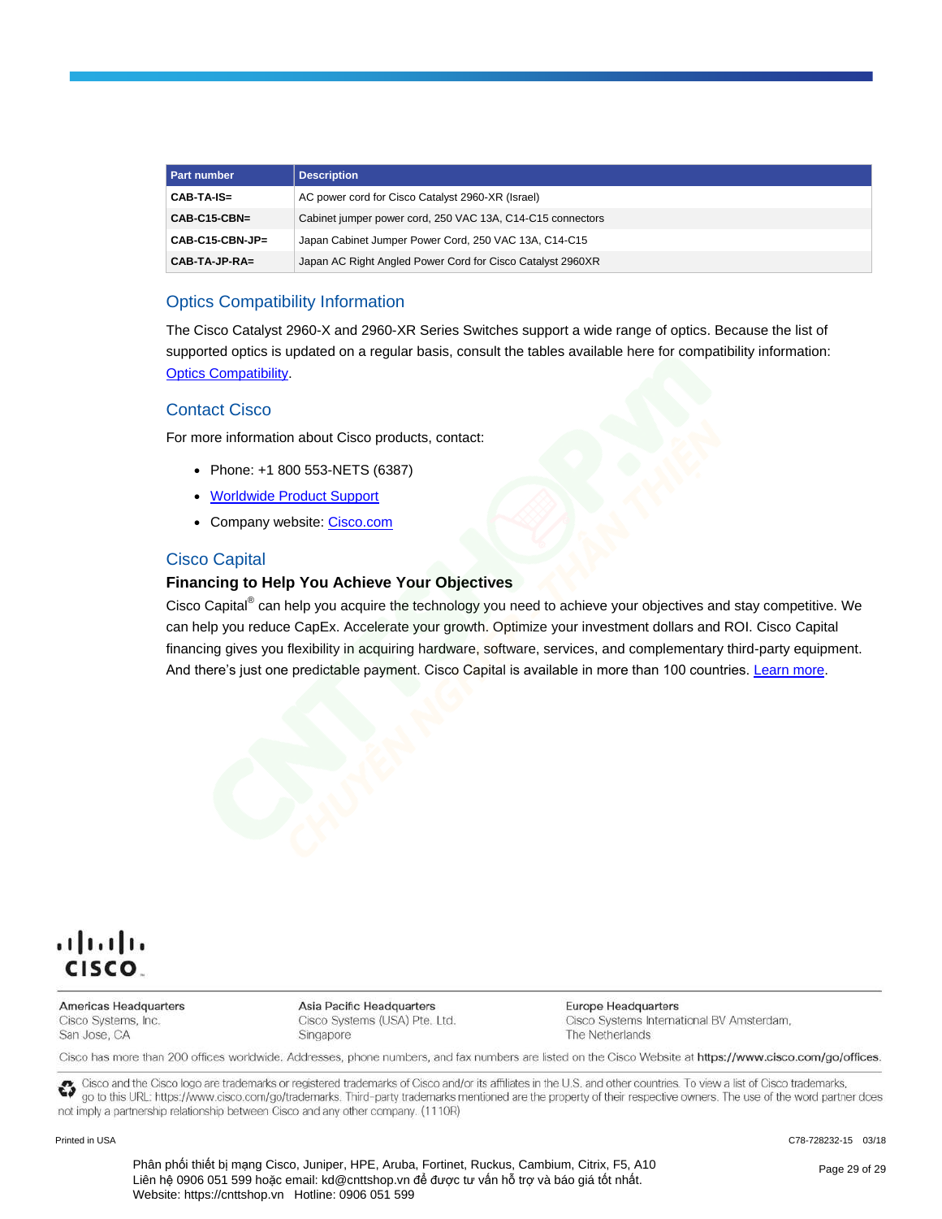| Part number | Description |
| --- | --- |
| **CAB-TA-IS=** | AC power cord for Cisco Catalyst 2960-XR (Israel) |
| **CAB-C15-CBN=** | Cabinet jumper power cord, 250 VAC 13A, C14-C15 connectors |
| **CAB-C15-CBN-JP=** | Japan Cabinet Jumper Power Cord, 250 VAC 13A, C14-C15 |
| **CAB-TA-JP-RA=** | Japan AC Right Angled Power Cord for Cisco Catalyst 2960XR |

## Optics Compatibility Information

The Cisco Catalyst 2960-X and 2960-XR Series Switches support a wide range of optics. Because the list of supported optics is updated on a regular basis, consult the tables available here for compatibility information: Optics Compatibility.

## Contact Cisco

For more information about Cisco products, contact:

- Phone: +1 800 553-NETS (6387)
- Worldwide Product Support
- Company website: Cisco.com

## Cisco Capital

### Financing to Help You Achieve Your Objectives

Cisco Capital® can help you acquire the technology you need to achieve your objectives and stay competitive. We can help you reduce CapEx. Accelerate your growth. Optimize your investment dollars and ROI. Cisco Capital financing gives you flexibility in acquiring hardware, software, services, and complementary third-party equipment. And there's just one predictable payment. Cisco Capital is available in more than 100 countries. Learn more.

**Americas Headquarters**
Cisco Systems, Inc.
San Jose, CA

**Asia Pacific Headquarters**
Cisco Systems (USA) Pte. Ltd.
Singapore

**Europe Headquarters**
Cisco Systems International BV Amsterdam,
The Netherlands

Cisco has more than 200 offices worldwide. Addresses, phone numbers, and fax numbers are listed on the Cisco Website at https://www.cisco.com/go/offices.

Cisco and the Cisco logo are trademarks or registered trademarks of Cisco and/or its affiliates in the U.S. and other countries. To view a list of Cisco trademarks, go to this URL: https://www.cisco.com/go/trademarks. Third-party trademarks mentioned are the property of their respective owners. The use of the word partner does not imply a partnership relationship between Cisco and any other company. (1110R)

Printed in USA C78-728232-15 03/18

Phân phối thiết bị mạng Cisco, Juniper, HPE, Aruba, Fortinet, Ruckus, Cambium, Citrix, F5, A10
Liên hệ 0906 051 599 hoặc email: kd@cnttshop.vn để được tư vấn hỗ trợ và báo giá tốt nhất.
Website: https://cnttshop.vn Hotline: 0906 051 599